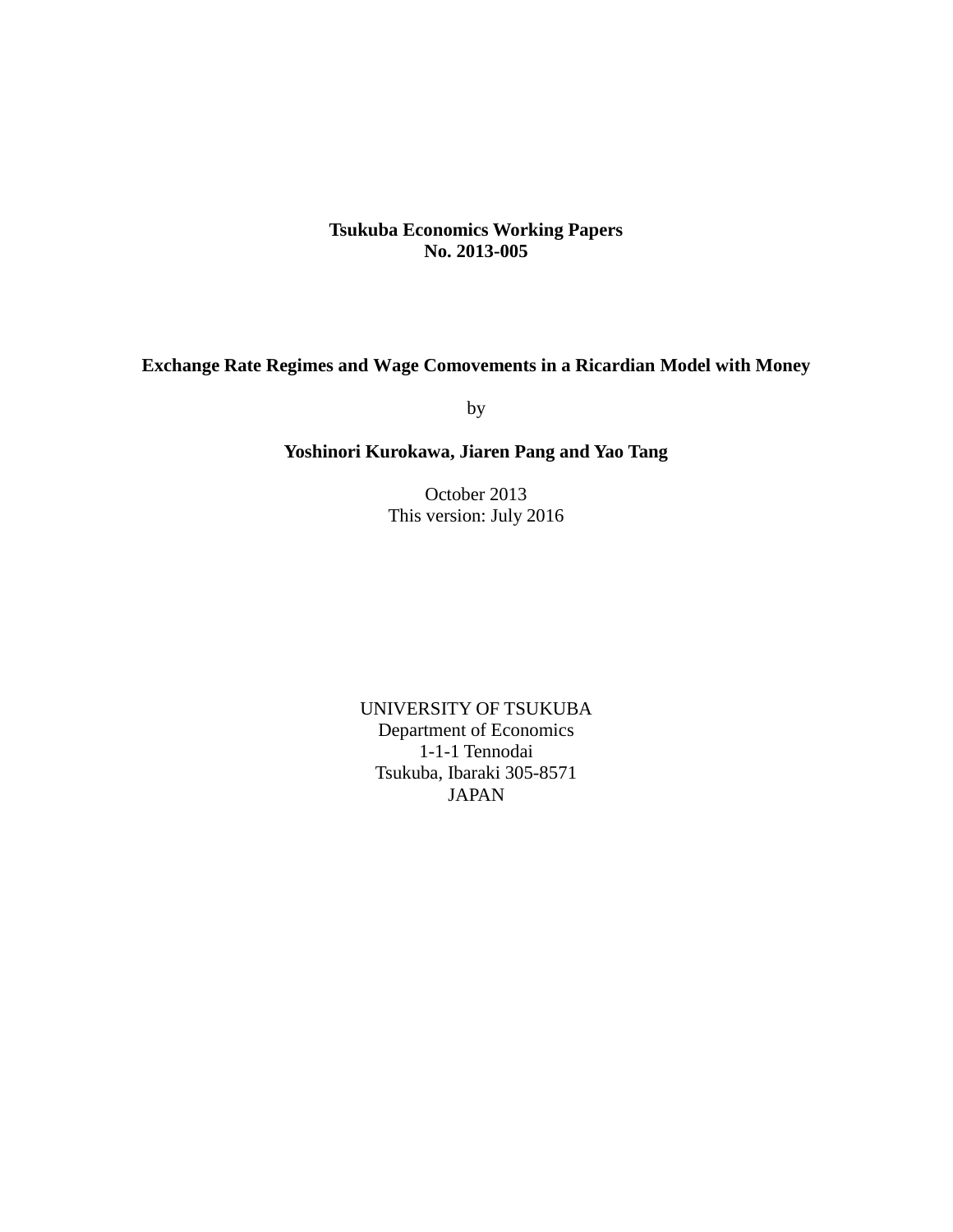**Tsukuba Economics Working Papers**
**No. 2013-005**

# Exchange Rate Regimes and Wage Comovements in a Ricardian Model with Money

by

**Yoshinori Kurokawa, Jiaren Pang and Yao Tang**

October 2013
This version: July 2016

UNIVERSITY OF TSUKUBA
Department of Economics
1-1-1 Tennodai
Tsukuba, Ibaraki 305-8571
JAPAN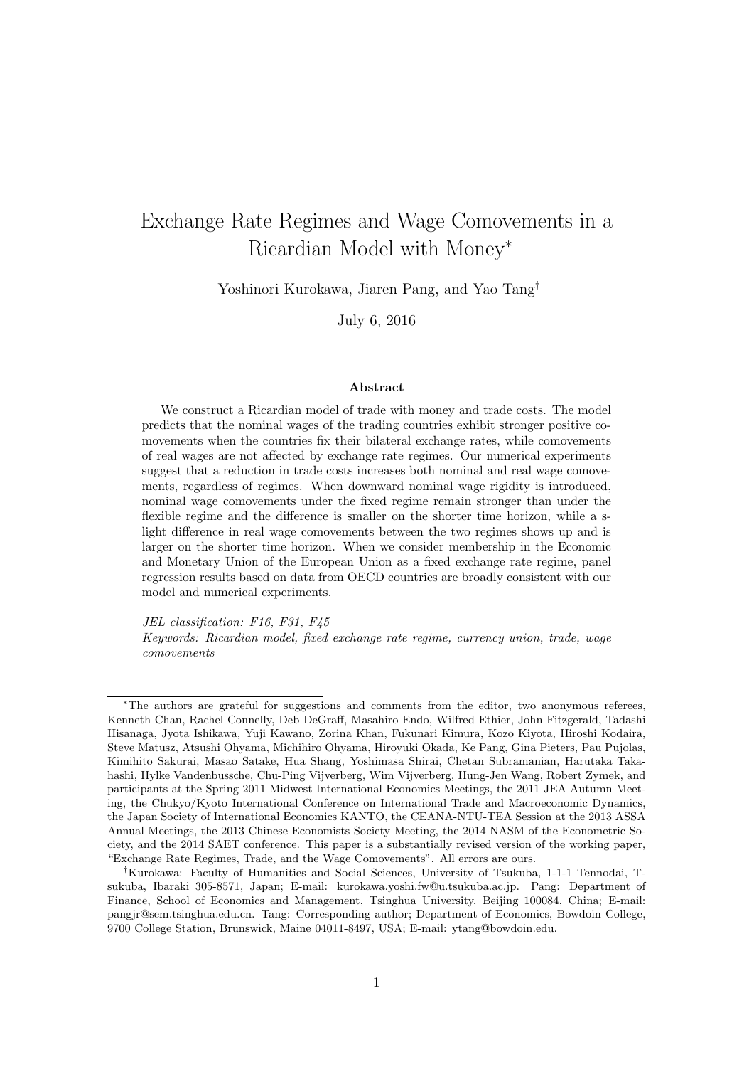# Exchange Rate Regimes and Wage Comovements in a Ricardian Model with Money*

Yoshinori Kurokawa, Jiaren Pang, and Yao Tang†

July 6, 2016

### Abstract

We construct a Ricardian model of trade with money and trade costs. The model predicts that the nominal wages of the trading countries exhibit stronger positive comovements when the countries fix their bilateral exchange rates, while comovements of real wages are not affected by exchange rate regimes. Our numerical experiments suggest that a reduction in trade costs increases both nominal and real wage comovements, regardless of regimes. When downward nominal wage rigidity is introduced, nominal wage comovements under the fixed regime remain stronger than under the flexible regime and the difference is smaller on the shorter time horizon, while a slight difference in real wage comovements between the two regimes shows up and is larger on the shorter time horizon. When we consider membership in the Economic and Monetary Union of the European Union as a fixed exchange rate regime, panel regression results based on data from OECD countries are broadly consistent with our model and numerical experiments.

*JEL classification: F16, F31, F45*

*Keywords: Ricardian model, fixed exchange rate regime, currency union, trade, wage comovements*

---

*The authors are grateful for suggestions and comments from the editor, two anonymous referees, Kenneth Chan, Rachel Connelly, Deb DeGraff, Masahiro Endo, Wilfred Ethier, John Fitzgerald, Tadashi Hisanaga, Jyota Ishikawa, Yuji Kawano, Zorina Khan, Fukunari Kimura, Kozo Kiyota, Hiroshi Kodaira, Steve Matusz, Atsushi Ohyama, Michihiro Ohyama, Hiroyuki Okada, Ke Pang, Gina Pieters, Pau Pujolas, Kimihito Sakurai, Masao Satake, Hua Shang, Yoshimasa Shirai, Chetan Subramanian, Harutaka Takahashi, Hylke Vandenbussche, Chu-Ping Vijverberg, Wim Vijverberg, Hung-Jen Wang, Robert Zymek, and participants at the Spring 2011 Midwest International Economics Meetings, the 2011 JEA Autumn Meeting, the Chukyo/Kyoto International Conference on International Trade and Macroeconomic Dynamics, the Japan Society of International Economics KANTO, the CEANA-NTU-TEA Session at the 2013 ASSA Annual Meetings, the 2013 Chinese Economists Society Meeting, the 2014 NASM of the Econometric Society, and the 2014 SAET conference. This paper is a substantially revised version of the working paper, "Exchange Rate Regimes, Trade, and the Wage Comovements". All errors are ours.

†Kurokawa: Faculty of Humanities and Social Sciences, University of Tsukuba, 1-1-1 Tennodai, Tsukuba, Ibaraki 305-8571, Japan; E-mail: kurokawa.yoshi.fw@u.tsukuba.ac.jp. Pang: Department of Finance, School of Economics and Management, Tsinghua University, Beijing 100084, China; E-mail: pangjr@sem.tsinghua.edu.cn. Tang: Corresponding author; Department of Economics, Bowdoin College, 9700 College Station, Brunswick, Maine 04011-8497, USA; E-mail: ytang@bowdoin.edu.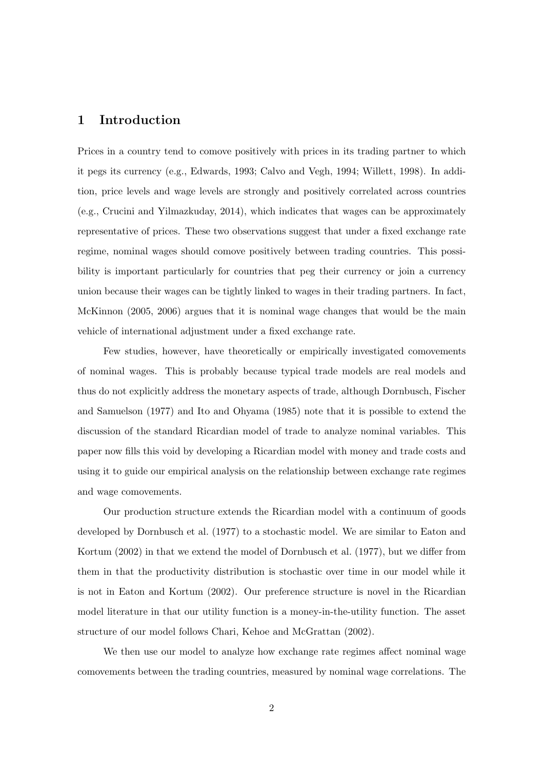# 1 Introduction

Prices in a country tend to comove positively with prices in its trading partner to which it pegs its currency (e.g., Edwards, 1993; Calvo and Vegh, 1994; Willett, 1998). In addition, price levels and wage levels are strongly and positively correlated across countries (e.g., Crucini and Yilmazkuday, 2014), which indicates that wages can be approximately representative of prices. These two observations suggest that under a fixed exchange rate regime, nominal wages should comove positively between trading countries. This possibility is important particularly for countries that peg their currency or join a currency union because their wages can be tightly linked to wages in their trading partners. In fact, McKinnon (2005, 2006) argues that it is nominal wage changes that would be the main vehicle of international adjustment under a fixed exchange rate.

Few studies, however, have theoretically or empirically investigated comovements of nominal wages. This is probably because typical trade models are real models and thus do not explicitly address the monetary aspects of trade, although Dornbusch, Fischer and Samuelson (1977) and Ito and Ohyama (1985) note that it is possible to extend the discussion of the standard Ricardian model of trade to analyze nominal variables. This paper now fills this void by developing a Ricardian model with money and trade costs and using it to guide our empirical analysis on the relationship between exchange rate regimes and wage comovements.

Our production structure extends the Ricardian model with a continuum of goods developed by Dornbusch et al. (1977) to a stochastic model. We are similar to Eaton and Kortum (2002) in that we extend the model of Dornbusch et al. (1977), but we differ from them in that the productivity distribution is stochastic over time in our model while it is not in Eaton and Kortum (2002). Our preference structure is novel in the Ricardian model literature in that our utility function is a money-in-the-utility function. The asset structure of our model follows Chari, Kehoe and McGrattan (2002).

We then use our model to analyze how exchange rate regimes affect nominal wage comovements between the trading countries, measured by nominal wage correlations. The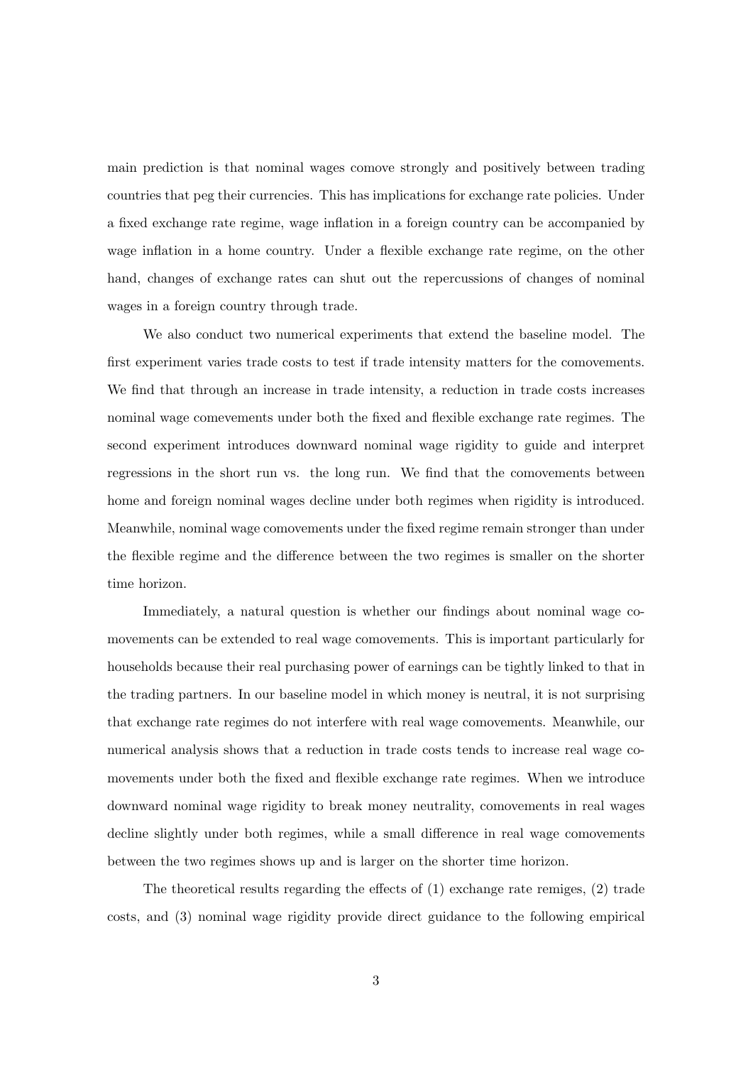main prediction is that nominal wages comove strongly and positively between trading countries that peg their currencies. This has implications for exchange rate policies. Under a fixed exchange rate regime, wage inflation in a foreign country can be accompanied by wage inflation in a home country. Under a flexible exchange rate regime, on the other hand, changes of exchange rates can shut out the repercussions of changes of nominal wages in a foreign country through trade.

We also conduct two numerical experiments that extend the baseline model. The first experiment varies trade costs to test if trade intensity matters for the comovements. We find that through an increase in trade intensity, a reduction in trade costs increases nominal wage comevements under both the fixed and flexible exchange rate regimes. The second experiment introduces downward nominal wage rigidity to guide and interpret regressions in the short run vs. the long run. We find that the comovements between home and foreign nominal wages decline under both regimes when rigidity is introduced. Meanwhile, nominal wage comovements under the fixed regime remain stronger than under the flexible regime and the difference between the two regimes is smaller on the shorter time horizon.

Immediately, a natural question is whether our findings about nominal wage comovements can be extended to real wage comovements. This is important particularly for households because their real purchasing power of earnings can be tightly linked to that in the trading partners. In our baseline model in which money is neutral, it is not surprising that exchange rate regimes do not interfere with real wage comovements. Meanwhile, our numerical analysis shows that a reduction in trade costs tends to increase real wage comovements under both the fixed and flexible exchange rate regimes. When we introduce downward nominal wage rigidity to break money neutrality, comovements in real wages decline slightly under both regimes, while a small difference in real wage comovements between the two regimes shows up and is larger on the shorter time horizon.

The theoretical results regarding the effects of (1) exchange rate remiges, (2) trade costs, and (3) nominal wage rigidity provide direct guidance to the following empirical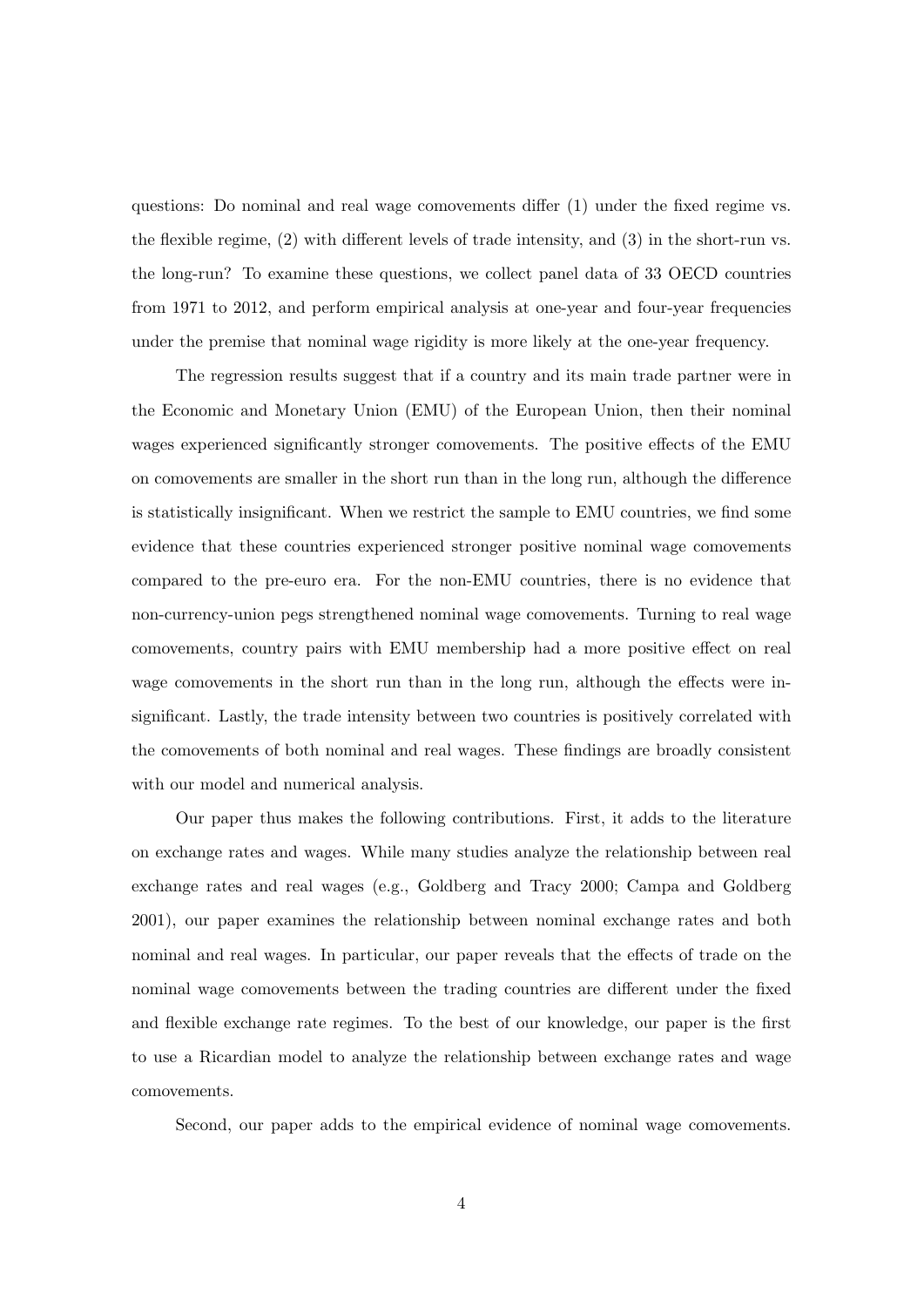questions: Do nominal and real wage comovements differ (1) under the fixed regime vs. the flexible regime, (2) with different levels of trade intensity, and (3) in the short-run vs. the long-run? To examine these questions, we collect panel data of 33 OECD countries from 1971 to 2012, and perform empirical analysis at one-year and four-year frequencies under the premise that nominal wage rigidity is more likely at the one-year frequency.

The regression results suggest that if a country and its main trade partner were in the Economic and Monetary Union (EMU) of the European Union, then their nominal wages experienced significantly stronger comovements. The positive effects of the EMU on comovements are smaller in the short run than in the long run, although the difference is statistically insignificant. When we restrict the sample to EMU countries, we find some evidence that these countries experienced stronger positive nominal wage comovements compared to the pre-euro era. For the non-EMU countries, there is no evidence that non-currency-union pegs strengthened nominal wage comovements. Turning to real wage comovements, country pairs with EMU membership had a more positive effect on real wage comovements in the short run than in the long run, although the effects were insignificant. Lastly, the trade intensity between two countries is positively correlated with the comovements of both nominal and real wages. These findings are broadly consistent with our model and numerical analysis.

Our paper thus makes the following contributions. First, it adds to the literature on exchange rates and wages. While many studies analyze the relationship between real exchange rates and real wages (e.g., Goldberg and Tracy 2000; Campa and Goldberg 2001), our paper examines the relationship between nominal exchange rates and both nominal and real wages. In particular, our paper reveals that the effects of trade on the nominal wage comovements between the trading countries are different under the fixed and flexible exchange rate regimes. To the best of our knowledge, our paper is the first to use a Ricardian model to analyze the relationship between exchange rates and wage comovements.

Second, our paper adds to the empirical evidence of nominal wage comovements.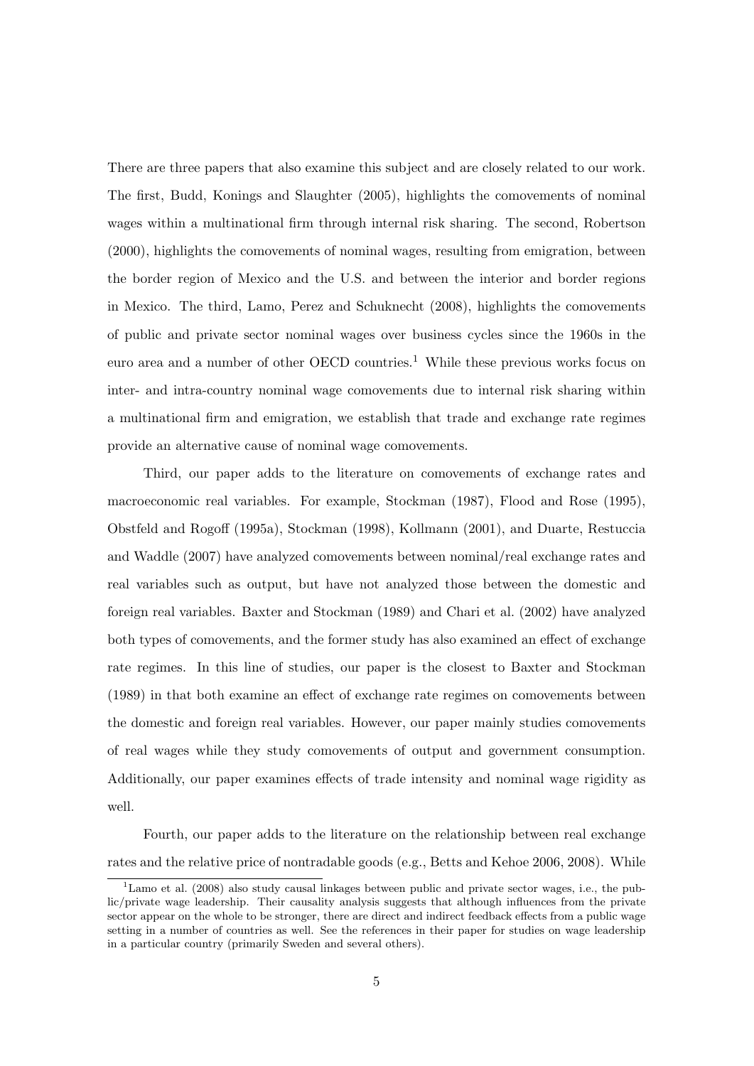There are three papers that also examine this subject and are closely related to our work. The first, Budd, Konings and Slaughter (2005), highlights the comovements of nominal wages within a multinational firm through internal risk sharing. The second, Robertson (2000), highlights the comovements of nominal wages, resulting from emigration, between the border region of Mexico and the U.S. and between the interior and border regions in Mexico. The third, Lamo, Perez and Schuknecht (2008), highlights the comovements of public and private sector nominal wages over business cycles since the 1960s in the euro area and a number of other OECD countries.[1] While these previous works focus on inter- and intra-country nominal wage comovements due to internal risk sharing within a multinational firm and emigration, we establish that trade and exchange rate regimes provide an alternative cause of nominal wage comovements.

Third, our paper adds to the literature on comovements of exchange rates and macroeconomic real variables. For example, Stockman (1987), Flood and Rose (1995), Obstfeld and Rogoff (1995a), Stockman (1998), Kollmann (2001), and Duarte, Restuccia and Waddle (2007) have analyzed comovements between nominal/real exchange rates and real variables such as output, but have not analyzed those between the domestic and foreign real variables. Baxter and Stockman (1989) and Chari et al. (2002) have analyzed both types of comovements, and the former study has also examined an effect of exchange rate regimes. In this line of studies, our paper is the closest to Baxter and Stockman (1989) in that both examine an effect of exchange rate regimes on comovements between the domestic and foreign real variables. However, our paper mainly studies comovements of real wages while they study comovements of output and government consumption. Additionally, our paper examines effects of trade intensity and nominal wage rigidity as well.

Fourth, our paper adds to the literature on the relationship between real exchange rates and the relative price of nontradable goods (e.g., Betts and Kehoe 2006, 2008). While

[1] Lamo et al. (2008) also study causal linkages between public and private sector wages, i.e., the public/private wage leadership. Their causality analysis suggests that although influences from the private sector appear on the whole to be stronger, there are direct and indirect feedback effects from a public wage setting in a number of countries as well. See the references in their paper for studies on wage leadership in a particular country (primarily Sweden and several others).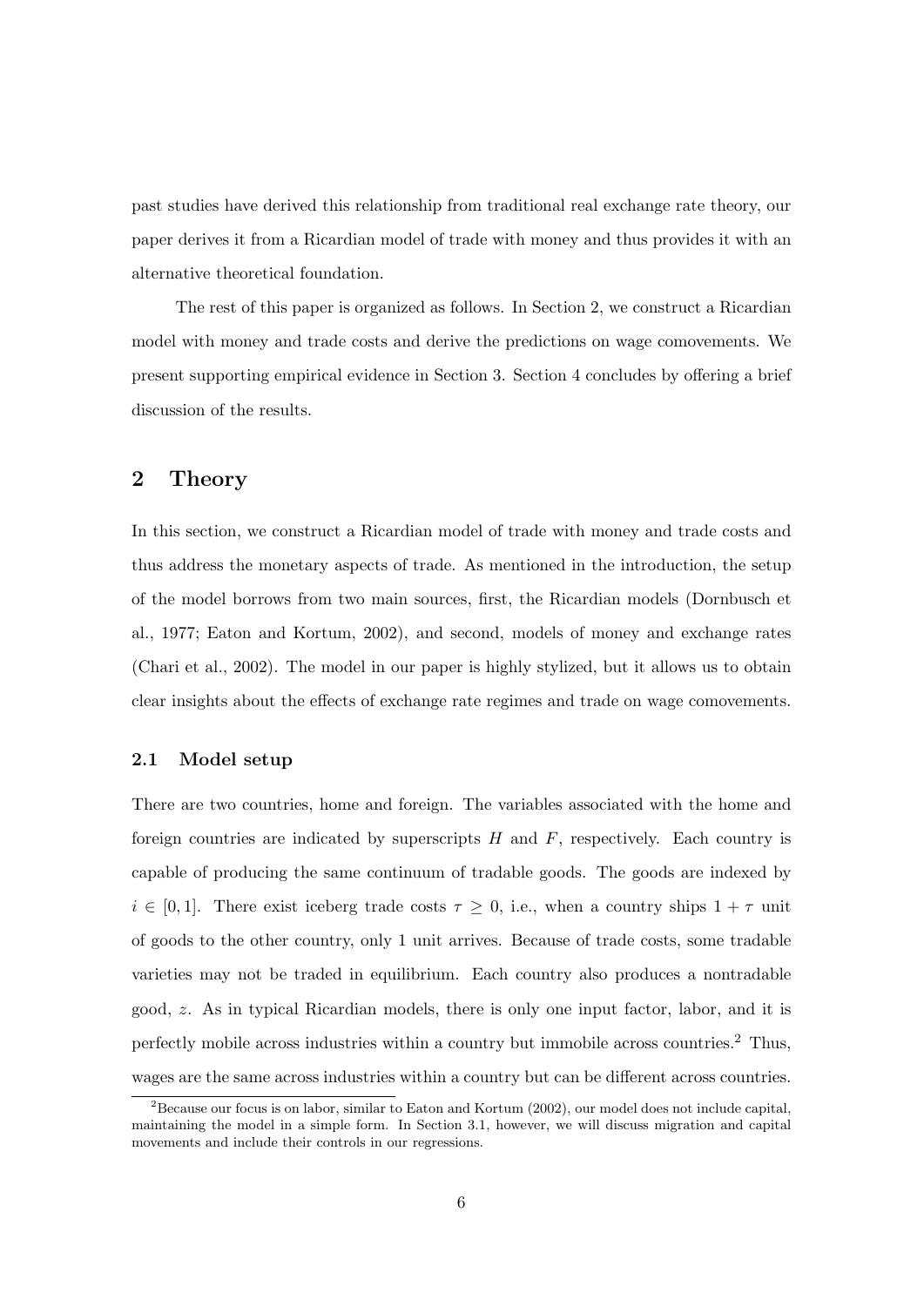past studies have derived this relationship from traditional real exchange rate theory, our paper derives it from a Ricardian model of trade with money and thus provides it with an alternative theoretical foundation.

The rest of this paper is organized as follows. In Section 2, we construct a Ricardian model with money and trade costs and derive the predictions on wage comovements. We present supporting empirical evidence in Section 3. Section 4 concludes by offering a brief discussion of the results.

## 2 Theory

In this section, we construct a Ricardian model of trade with money and trade costs and thus address the monetary aspects of trade. As mentioned in the introduction, the setup of the model borrows from two main sources, first, the Ricardian models (Dornbusch et al., 1977; Eaton and Kortum, 2002), and second, models of money and exchange rates (Chari et al., 2002). The model in our paper is highly stylized, but it allows us to obtain clear insights about the effects of exchange rate regimes and trade on wage comovements.

### 2.1 Model setup

There are two countries, home and foreign. The variables associated with the home and foreign countries are indicated by superscripts $H$ and $F$, respectively. Each country is capable of producing the same continuum of tradable goods. The goods are indexed by $i \in [0,1]$. There exist iceberg trade costs $\tau \geq 0$, i.e., when a country ships $1+\tau$ unit of goods to the other country, only 1 unit arrives. Because of trade costs, some tradable varieties may not be traded in equilibrium. Each country also produces a nontradable good, $z$. As in typical Ricardian models, there is only one input factor, labor, and it is perfectly mobile across industries within a country but immobile across countries.[2] Thus, wages are the same across industries within a country but can be different across countries.

[2] Because our focus is on labor, similar to Eaton and Kortum (2002), our model does not include capital, maintaining the model in a simple form. In Section 3.1, however, we will discuss migration and capital movements and include their controls in our regressions.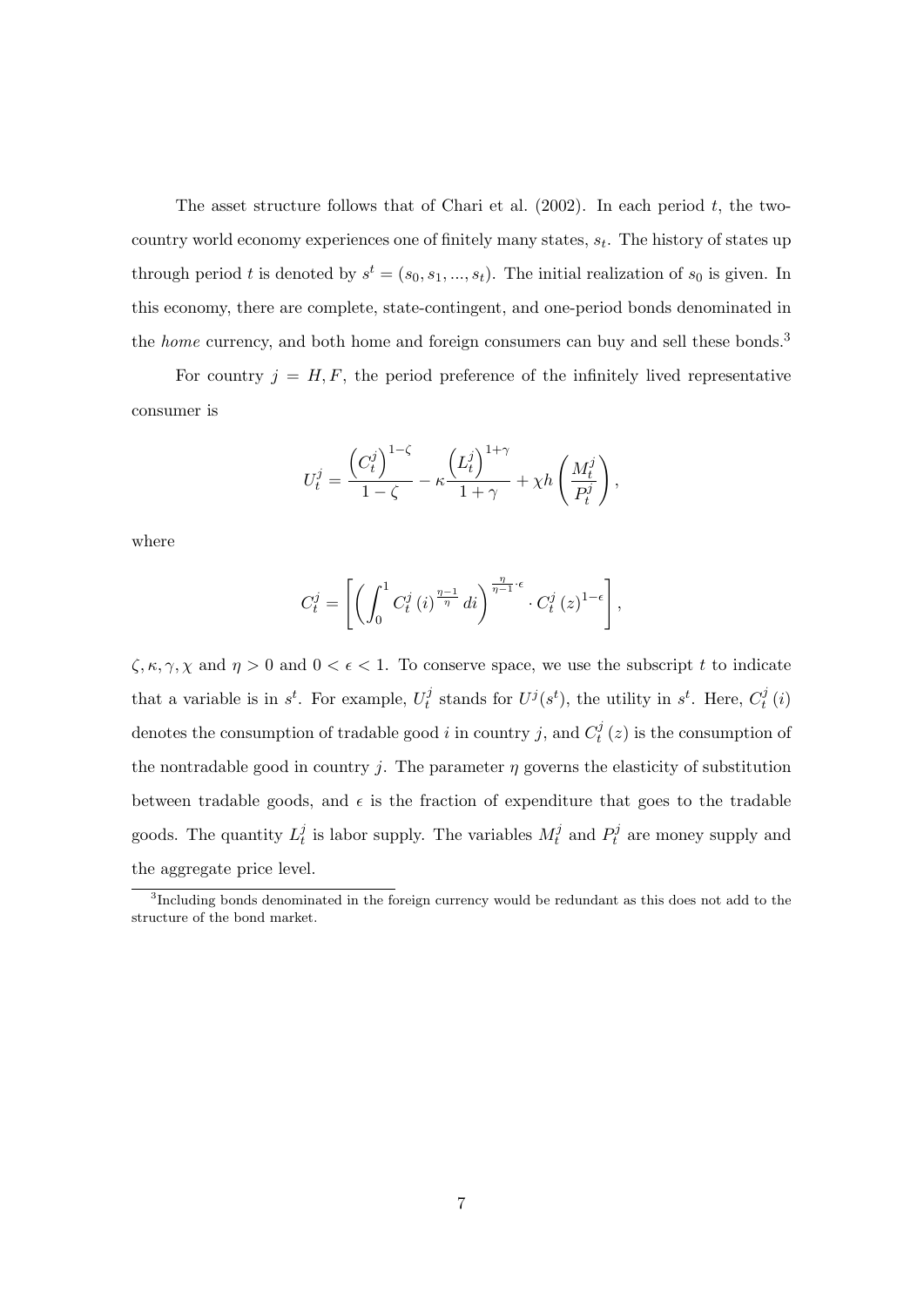The asset structure follows that of Chari et al. (2002). In each period $t$, the two-country world economy experiences one of finitely many states, $s_t$. The history of states up through period $t$ is denoted by $s^t = (s_0, s_1, ..., s_t)$. The initial realization of $s_0$ is given. In this economy, there are complete, state-contingent, and one-period bonds denominated in the *home* currency, and both home and foreign consumers can buy and sell these bonds.[3]

For country $j = H, F$, the period preference of the infinitely lived representative consumer is

$$U_t^j = \frac{\left(C_t^j\right)^{1-\zeta}}{1-\zeta} - \kappa \frac{\left(L_t^j\right)^{1+\gamma}}{1+\gamma} + \chi h\left(\frac{M_t^j}{P_t^j}\right),$$

where

$$C_t^j = \left[\left(\int_0^1 C_t^j\left(i\right)^{\frac{\eta-1}{\eta}} di\right)^{\frac{\eta}{\eta-1}\cdot\epsilon} \cdot C_t^j\left(z\right)^{1-\epsilon}\right],$$

$\zeta, \kappa, \gamma, \chi$ and $\eta > 0$ and $0 < \epsilon < 1$. To conserve space, we use the subscript $t$ to indicate that a variable is in $s^t$. For example, $U_t^j$ stands for $U^j(s^t)$, the utility in $s^t$. Here, $C_t^j\left(i\right)$ denotes the consumption of tradable good $i$ in country $j$, and $C_t^j\left(z\right)$ is the consumption of the nontradable good in country $j$. The parameter $\eta$ governs the elasticity of substitution between tradable goods, and $\epsilon$ is the fraction of expenditure that goes to the tradable goods. The quantity $L_t^j$ is labor supply. The variables $M_t^j$ and $P_t^j$ are money supply and the aggregate price level.

[3] Including bonds denominated in the foreign currency would be redundant as this does not add to the structure of the bond market.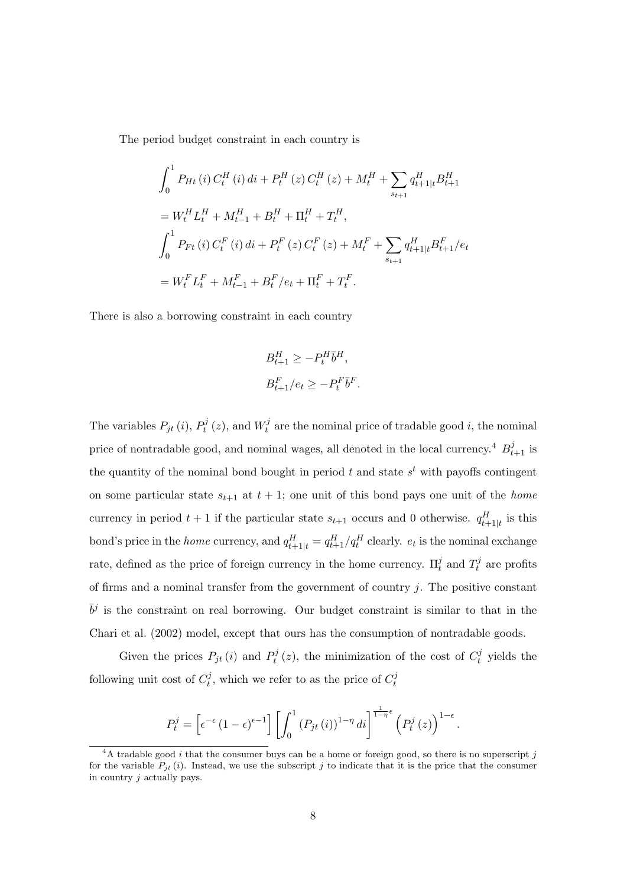The period budget constraint in each country is

$$
\begin{aligned}
&\int_0^1 P_{Ht}(i)\, C_t^H(i)\, di + P_t^H(z)\, C_t^H(z) + M_t^H + \sum_{s_{t+1}} q_{t+1|t}^H B_{t+1}^H \\
&= W_t^H L_t^H + M_{t-1}^H + B_t^H + \Pi_t^H + T_t^H, \\
&\int_0^1 P_{Ft}(i)\, C_t^F(i)\, di + P_t^F(z)\, C_t^F(z) + M_t^F + \sum_{s_{t+1}} q_{t+1|t}^H B_{t+1}^F / e_t \\
&= W_t^F L_t^F + M_{t-1}^F + B_t^F / e_t + \Pi_t^F + T_t^F.
\end{aligned}
$$

There is also a borrowing constraint in each country

$$
\begin{aligned}
B_{t+1}^H &\geq -P_t^H \bar{b}^H, \\
B_{t+1}^F / e_t &\geq -P_t^F \bar{b}^F.
\end{aligned}
$$

The variables $P_{jt}(i)$, $P_t^j(z)$, and $W_t^j$ are the nominal price of tradable good $i$, the nominal price of nontradable good, and nominal wages, all denoted in the local currency.[4] $B_{t+1}^j$ is the quantity of the nominal bond bought in period $t$ and state $s^t$ with payoffs contingent on some particular state $s_{t+1}$ at $t+1$; one unit of this bond pays one unit of the *home* currency in period $t+1$ if the particular state $s_{t+1}$ occurs and 0 otherwise. $q_{t+1|t}^H$ is this bond's price in the *home* currency, and $q_{t+1|t}^H = q_{t+1}^H / q_t^H$ clearly. $e_t$ is the nominal exchange rate, defined as the price of foreign currency in the home currency. $\Pi_t^j$ and $T_t^j$ are profits of firms and a nominal transfer from the government of country $j$. The positive constant $\bar{b}^j$ is the constraint on real borrowing. Our budget constraint is similar to that in the Chari et al. (2002) model, except that ours has the consumption of nontradable goods.

Given the prices $P_{jt}(i)$ and $P_t^j(z)$, the minimization of the cost of $C_t^j$ yields the following unit cost of $C_t^j$, which we refer to as the price of $C_t^j$

$$
P_t^j = \left[\epsilon^{-\epsilon}(1-\epsilon)^{\epsilon-1}\right] \left[\int_0^1 \left(P_{jt}(i)\right)^{1-\eta} di\right]^{\frac{1}{1-\eta}\epsilon} \left(P_t^j(z)\right)^{1-\epsilon}.
$$

[4] A tradable good $i$ that the consumer buys can be a home or foreign good, so there is no superscript $j$ for the variable $P_{jt}(i)$. Instead, we use the subscript $j$ to indicate that it is the price that the consumer in country $j$ actually pays.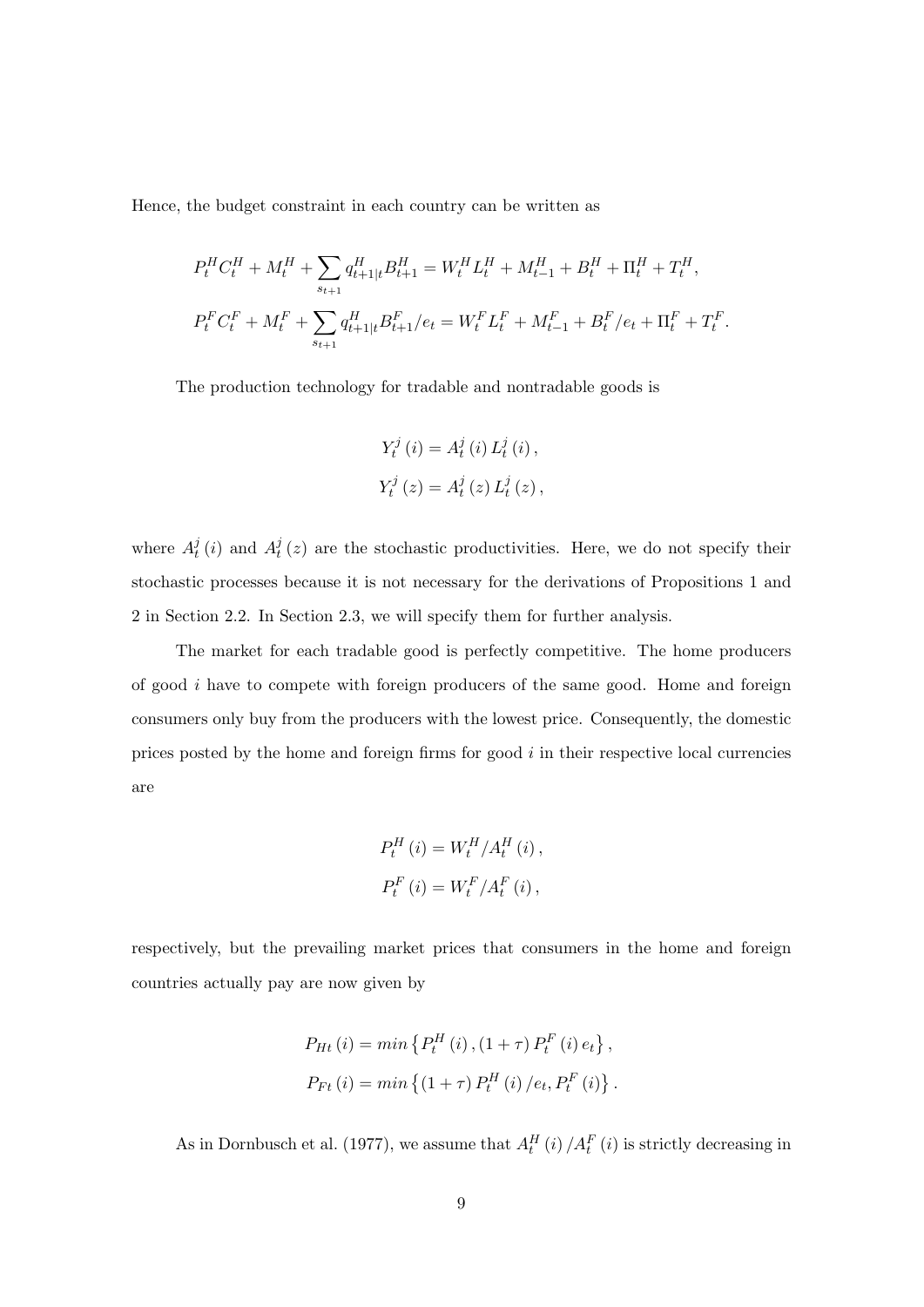Hence, the budget constraint in each country can be written as

$$P_t^H C_t^H + M_t^H + \sum_{s_{t+1}} q_{t+1|t}^H B_{t+1}^H = W_t^H L_t^H + M_{t-1}^H + B_t^H + \Pi_t^H + T_t^H,$$

$$P_t^F C_t^F + M_t^F + \sum_{s_{t+1}} q_{t+1|t}^H B_{t+1}^F / e_t = W_t^F L_t^F + M_{t-1}^F + B_t^F / e_t + \Pi_t^F + T_t^F.$$

The production technology for tradable and nontradable goods is

$$Y_t^j(i) = A_t^j(i) L_t^j(i),$$

$$Y_t^j(z) = A_t^j(z) L_t^j(z),$$

where $A_t^j(i)$ and $A_t^j(z)$ are the stochastic productivities. Here, we do not specify their stochastic processes because it is not necessary for the derivations of Propositions 1 and 2 in Section 2.2. In Section 2.3, we will specify them for further analysis.

The market for each tradable good is perfectly competitive. The home producers of good $i$ have to compete with foreign producers of the same good. Home and foreign consumers only buy from the producers with the lowest price. Consequently, the domestic prices posted by the home and foreign firms for good $i$ in their respective local currencies are

$$P_t^H(i) = W_t^H / A_t^H(i),$$

$$P_t^F(i) = W_t^F / A_t^F(i),$$

respectively, but the prevailing market prices that consumers in the home and foreign countries actually pay are now given by

$$P_{Ht}(i) = min\left\{P_t^H(i), (1+\tau) P_t^F(i) e_t\right\},$$

$$P_{Ft}(i) = min\left\{(1+\tau) P_t^H(i) / e_t, P_t^F(i)\right\}.$$

As in Dornbusch et al. (1977), we assume that $A_t^H(i) / A_t^F(i)$ is strictly decreasing in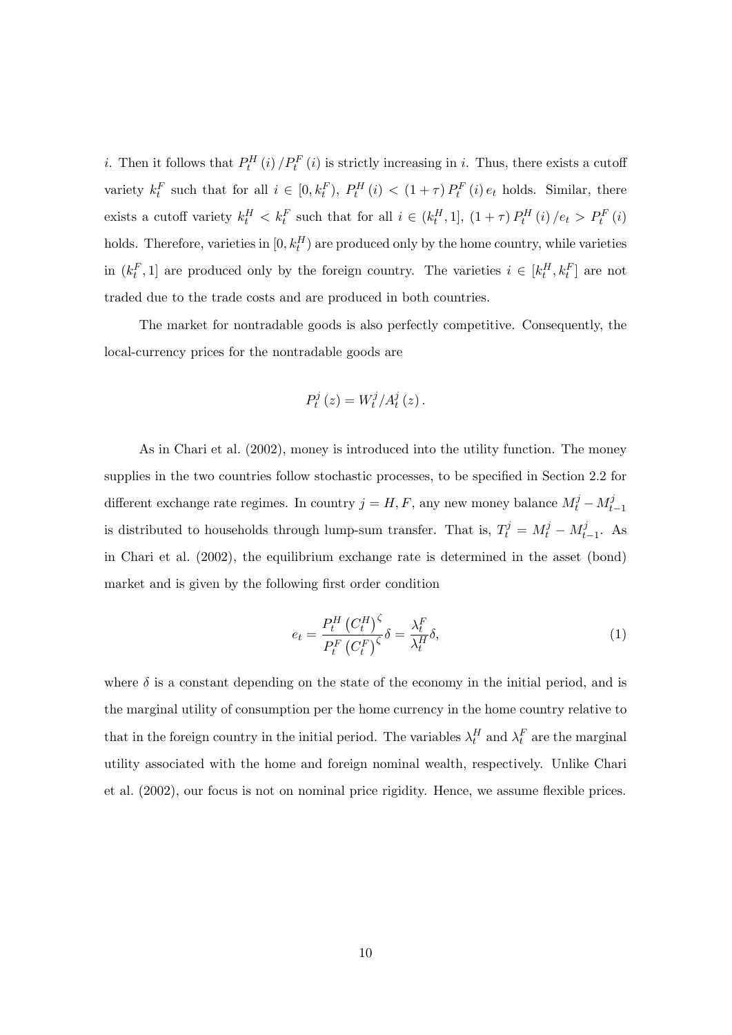$i$. Then it follows that $P_t^H(i)/P_t^F(i)$ is strictly increasing in $i$. Thus, there exists a cutoff variety $k_t^F$ such that for all $i \in [0, k_t^F)$, $P_t^H(i) < (1+\tau) P_t^F(i) e_t$ holds. Similar, there exists a cutoff variety $k_t^H < k_t^F$ such that for all $i \in (k_t^H, 1]$, $(1+\tau) P_t^H(i)/e_t > P_t^F(i)$ holds. Therefore, varieties in $[0, k_t^H)$ are produced only by the home country, while varieties in $(k_t^F, 1]$ are produced only by the foreign country. The varieties $i \in [k_t^H, k_t^F]$ are not traded due to the trade costs and are produced in both countries.

The market for nontradable goods is also perfectly competitive. Consequently, the local-currency prices for the nontradable goods are

$$P_t^j(z) = W_t^j / A_t^j(z).$$

As in Chari et al. (2002), money is introduced into the utility function. The money supplies in the two countries follow stochastic processes, to be specified in Section 2.2 for different exchange rate regimes. In country $j = H, F$, any new money balance $M_t^j - M_{t-1}^j$ is distributed to households through lump-sum transfer. That is, $T_t^j = M_t^j - M_{t-1}^j$. As in Chari et al. (2002), the equilibrium exchange rate is determined in the asset (bond) market and is given by the following first order condition

$$e_t = \frac{P_t^H \left(C_t^H\right)^\zeta}{P_t^F \left(C_t^F\right)^\zeta} \delta = \frac{\lambda_t^F}{\lambda_t^H} \delta, \tag{1}$$

where $\delta$ is a constant depending on the state of the economy in the initial period, and is the marginal utility of consumption per the home currency in the home country relative to that in the foreign country in the initial period. The variables $\lambda_t^H$ and $\lambda_t^F$ are the marginal utility associated with the home and foreign nominal wealth, respectively. Unlike Chari et al. (2002), our focus is not on nominal price rigidity. Hence, we assume flexible prices.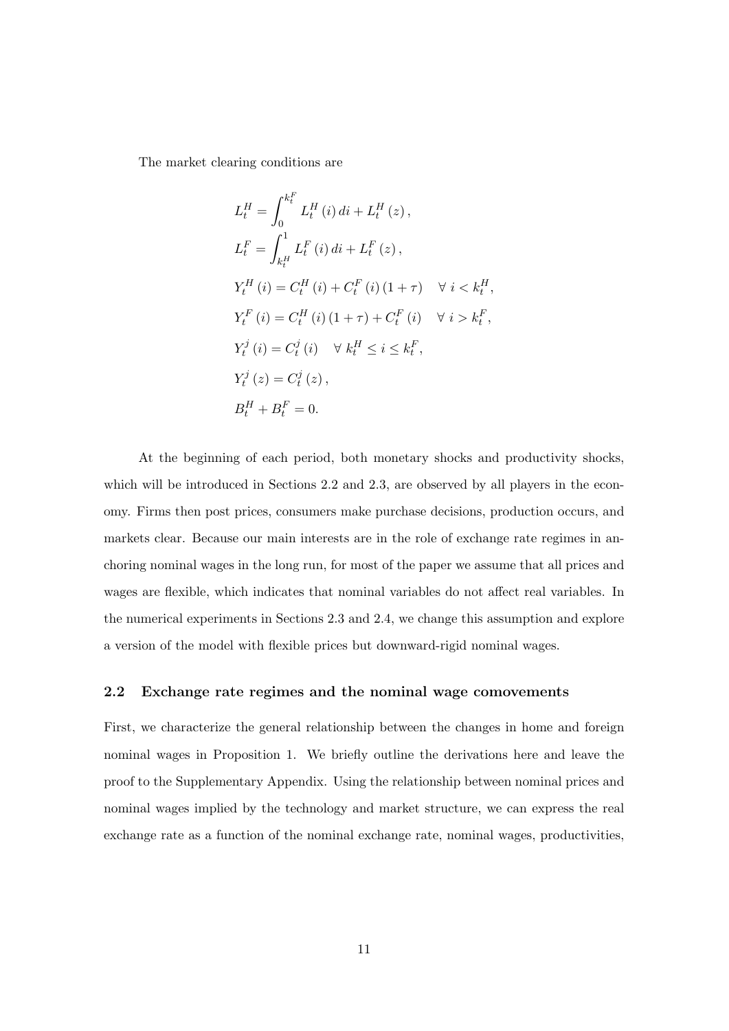The market clearing conditions are

$$
\begin{aligned}
L_t^H &= \int_0^{k_t^F} L_t^H(i)\,di + L_t^H(z), \\
L_t^F &= \int_{k_t^H}^1 L_t^F(i)\,di + L_t^F(z), \\
Y_t^H(i) &= C_t^H(i) + C_t^F(i)(1+\tau) \quad \forall\ i < k_t^H, \\
Y_t^F(i) &= C_t^H(i)(1+\tau) + C_t^F(i) \quad \forall\ i > k_t^F, \\
Y_t^j(i) &= C_t^j(i) \quad \forall\ k_t^H \leq i \leq k_t^F, \\
Y_t^j(z) &= C_t^j(z), \\
B_t^H + B_t^F &= 0.
\end{aligned}
$$

At the beginning of each period, both monetary shocks and productivity shocks, which will be introduced in Sections 2.2 and 2.3, are observed by all players in the economy. Firms then post prices, consumers make purchase decisions, production occurs, and markets clear. Because our main interests are in the role of exchange rate regimes in anchoring nominal wages in the long run, for most of the paper we assume that all prices and wages are flexible, which indicates that nominal variables do not affect real variables. In the numerical experiments in Sections 2.3 and 2.4, we change this assumption and explore a version of the model with flexible prices but downward-rigid nominal wages.

### 2.2 Exchange rate regimes and the nominal wage comovements

First, we characterize the general relationship between the changes in home and foreign nominal wages in Proposition 1. We briefly outline the derivations here and leave the proof to the Supplementary Appendix. Using the relationship between nominal prices and nominal wages implied by the technology and market structure, we can express the real exchange rate as a function of the nominal exchange rate, nominal wages, productivities,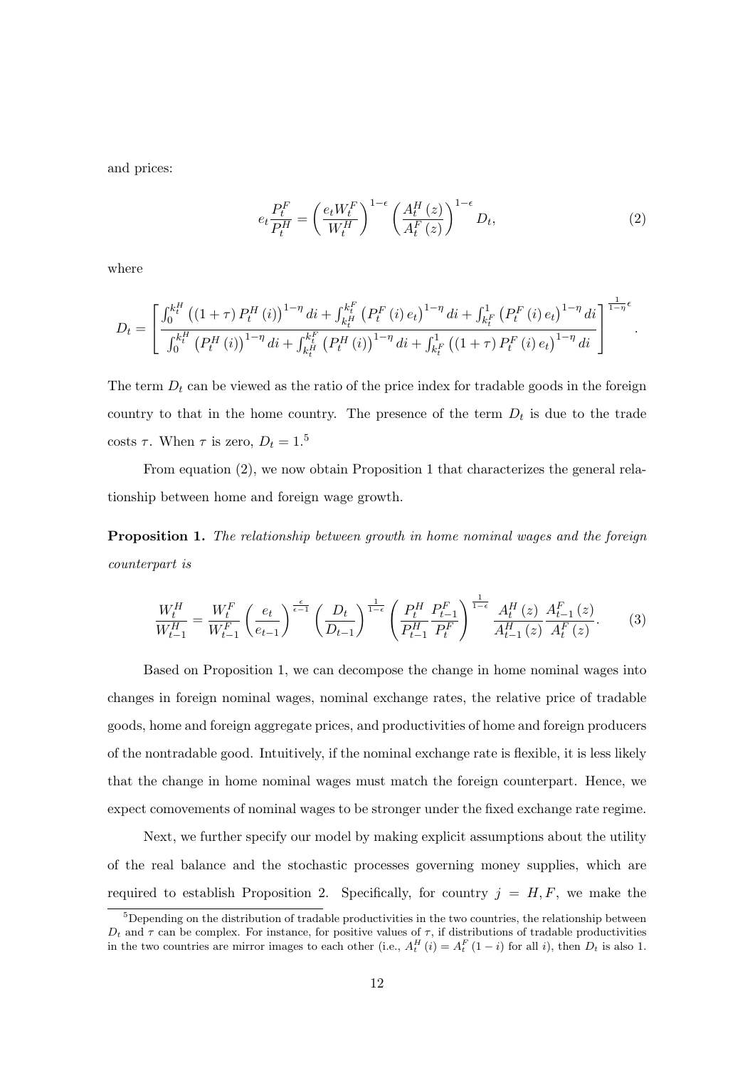and prices:

$$e_t \frac{P_t^F}{P_t^H} = \left( \frac{e_t W_t^F}{W_t^H} \right)^{1-\epsilon} \left( \frac{A_t^H(z)}{A_t^F(z)} \right)^{1-\epsilon} D_t, \tag{2}$$

where

$$D_t = \left[ \frac{\int_0^{k_t^H} \left( (1+\tau) P_t^H(i) \right)^{1-\eta} di + \int_{k_t^H}^{k_t^F} \left( P_t^F(i) e_t \right)^{1-\eta} di + \int_{k_t^F}^{1} \left( P_t^F(i) e_t \right)^{1-\eta} di}{\int_0^{k_t^H} \left( P_t^H(i) \right)^{1-\eta} di + \int_{k_t^H}^{k_t^F} \left( P_t^H(i) \right)^{1-\eta} di + \int_{k_t^F}^{1} \left( (1+\tau) P_t^F(i) e_t \right)^{1-\eta} di} \right]^{\frac{1}{1-\eta}\epsilon}.$$

The term $D_t$ can be viewed as the ratio of the price index for tradable goods in the foreign country to that in the home country. The presence of the term $D_t$ is due to the trade costs $\tau$. When $\tau$ is zero, $D_t = 1$.[5]

From equation (2), we now obtain Proposition 1 that characterizes the general relationship between home and foreign wage growth.

**Proposition 1.** *The relationship between growth in home nominal wages and the foreign counterpart is*

$$\frac{W_t^H}{W_{t-1}^H} = \frac{W_t^F}{W_{t-1}^F} \left( \frac{e_t}{e_{t-1}} \right)^{\frac{\epsilon}{\epsilon-1}} \left( \frac{D_t}{D_{t-1}} \right)^{\frac{1}{1-\epsilon}} \left( \frac{P_t^H}{P_{t-1}^H} \frac{P_{t-1}^F}{P_t^F} \right)^{\frac{1}{1-\epsilon}} \frac{A_t^H(z)}{A_{t-1}^H(z)} \frac{A_{t-1}^F(z)}{A_t^F(z)}. \tag{3}$$

Based on Proposition 1, we can decompose the change in home nominal wages into changes in foreign nominal wages, nominal exchange rates, the relative price of tradable goods, home and foreign aggregate prices, and productivities of home and foreign producers of the nontradable good. Intuitively, if the nominal exchange rate is flexible, it is less likely that the change in home nominal wages must match the foreign counterpart. Hence, we expect comovements of nominal wages to be stronger under the fixed exchange rate regime.

Next, we further specify our model by making explicit assumptions about the utility of the real balance and the stochastic processes governing money supplies, which are required to establish Proposition 2. Specifically, for country $j = H, F$, we make the

[5] Depending on the distribution of tradable productivities in the two countries, the relationship between $D_t$ and $\tau$ can be complex. For instance, for positive values of $\tau$, if distributions of tradable productivities in the two countries are mirror images to each other (i.e., $A_t^H(i) = A_t^F(1-i)$ for all $i$), then $D_t$ is also 1.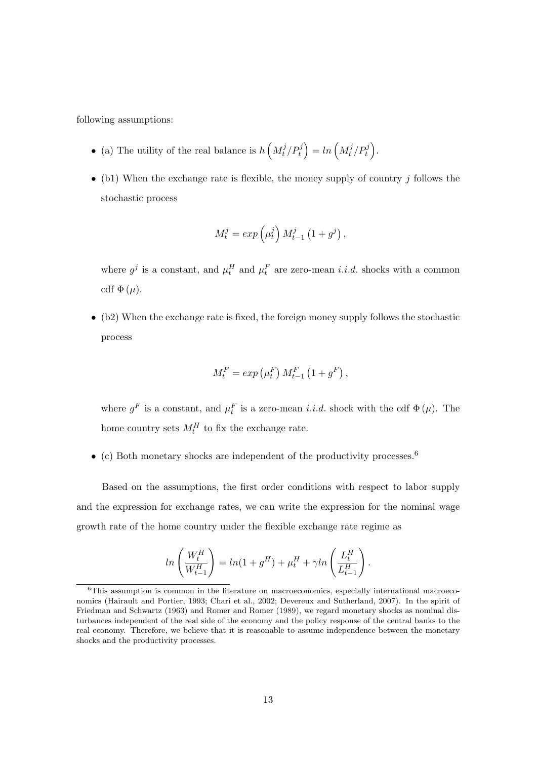following assumptions:

- (a) The utility of the real balance is $h\left(M_t^j/P_t^j\right) = ln\left(M_t^j/P_t^j\right)$.

- (b1) When the exchange rate is flexible, the money supply of country $j$ follows the stochastic process

$$M_t^j = exp\left(\mu_t^j\right) M_{t-1}^j \left(1 + g^j\right),$$

where $g^j$ is a constant, and $\mu_t^H$ and $\mu_t^F$ are zero-mean *i.i.d.* shocks with a common cdf $\Phi(\mu)$.

- (b2) When the exchange rate is fixed, the foreign money supply follows the stochastic process

$$M_t^F = exp\left(\mu_t^F\right) M_{t-1}^F \left(1 + g^F\right),$$

where $g^F$ is a constant, and $\mu_t^F$ is a zero-mean *i.i.d.* shock with the cdf $\Phi(\mu)$. The home country sets $M_t^H$ to fix the exchange rate.

- (c) Both monetary shocks are independent of the productivity processes.[6]

Based on the assumptions, the first order conditions with respect to labor supply and the expression for exchange rates, we can write the expression for the nominal wage growth rate of the home country under the flexible exchange rate regime as

$$ln\left(\frac{W_t^H}{W_{t-1}^H}\right) = ln(1 + g^H) + \mu_t^H + \gamma ln\left(\frac{L_t^H}{L_{t-1}^H}\right).$$

[6] This assumption is common in the literature on macroeconomics, especially international macroeconomics (Hairault and Portier, 1993; Chari et al., 2002; Devereux and Sutherland, 2007). In the spirit of Friedman and Schwartz (1963) and Romer and Romer (1989), we regard monetary shocks as nominal disturbances independent of the real side of the economy and the policy response of the central banks to the real economy. Therefore, we believe that it is reasonable to assume independence between the monetary shocks and the productivity processes.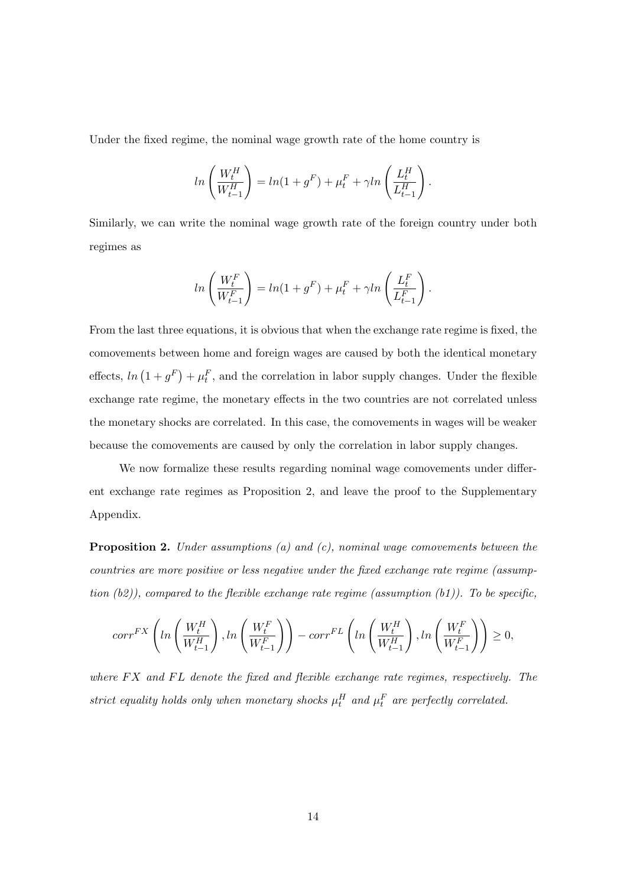Under the fixed regime, the nominal wage growth rate of the home country is

$$ln\left(\frac{W_t^H}{W_{t-1}^H}\right) = ln(1+g^F) + \mu_t^F + \gamma ln\left(\frac{L_t^H}{L_{t-1}^H}\right).$$

Similarly, we can write the nominal wage growth rate of the foreign country under both regimes as

$$ln\left(\frac{W_t^F}{W_{t-1}^F}\right) = ln(1+g^F) + \mu_t^F + \gamma ln\left(\frac{L_t^F}{L_{t-1}^F}\right).$$

From the last three equations, it is obvious that when the exchange rate regime is fixed, the comovements between home and foreign wages are caused by both the identical monetary effects, $ln\left(1+g^F\right) + \mu_t^F$, and the correlation in labor supply changes. Under the flexible exchange rate regime, the monetary effects in the two countries are not correlated unless the monetary shocks are correlated. In this case, the comovements in wages will be weaker because the comovements are caused by only the correlation in labor supply changes.

We now formalize these results regarding nominal wage comovements under different exchange rate regimes as Proposition 2, and leave the proof to the Supplementary Appendix.

**Proposition 2.** *Under assumptions (a) and (c), nominal wage comovements between the countries are more positive or less negative under the fixed exchange rate regime (assumption (b2)), compared to the flexible exchange rate regime (assumption (b1)). To be specific,*

$$corr^{FX}\left(ln\left(\frac{W_t^H}{W_{t-1}^H}\right), ln\left(\frac{W_t^F}{W_{t-1}^F}\right)\right) - corr^{FL}\left(ln\left(\frac{W_t^H}{W_{t-1}^H}\right), ln\left(\frac{W_t^F}{W_{t-1}^F}\right)\right) \geq 0,$$

*where $FX$ and $FL$ denote the fixed and flexible exchange rate regimes, respectively. The strict equality holds only when monetary shocks $\mu_t^H$ and $\mu_t^F$ are perfectly correlated.*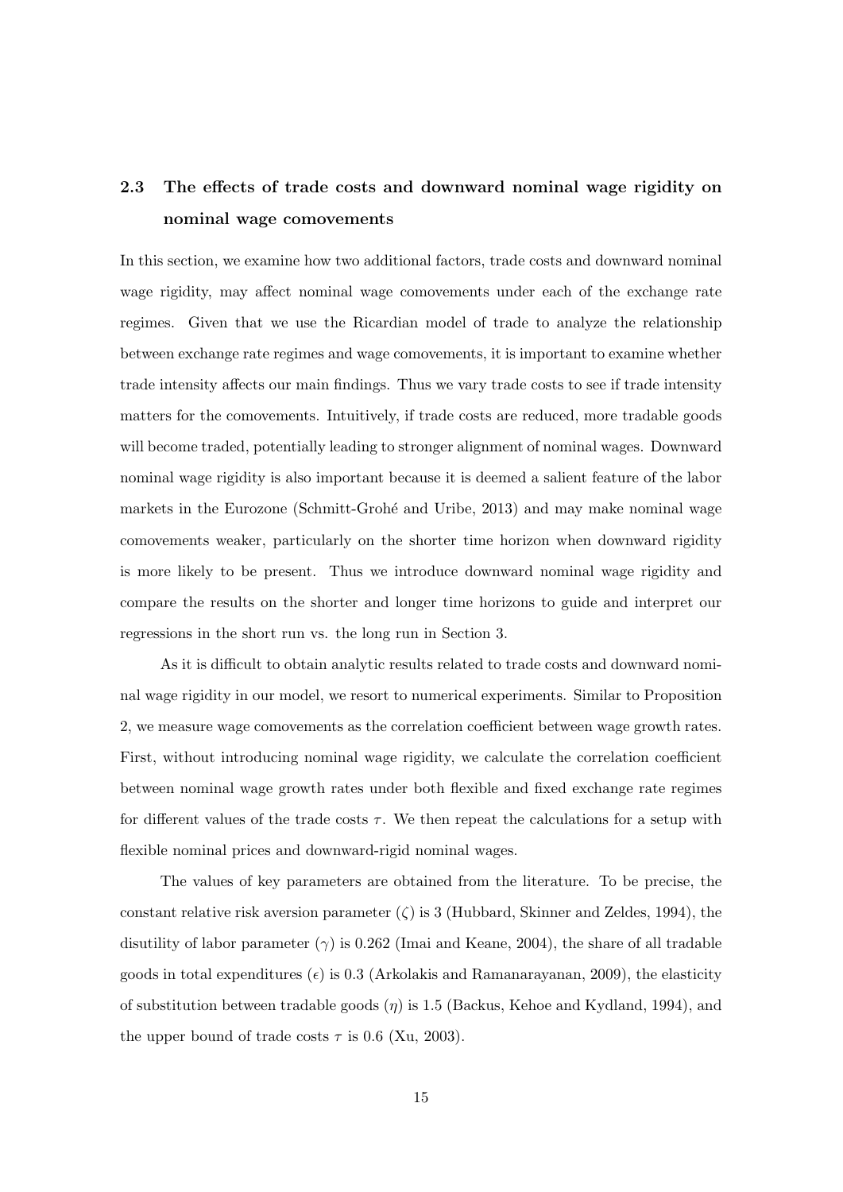## 2.3 The effects of trade costs and downward nominal wage rigidity on nominal wage comovements

In this section, we examine how two additional factors, trade costs and downward nominal wage rigidity, may affect nominal wage comovements under each of the exchange rate regimes. Given that we use the Ricardian model of trade to analyze the relationship between exchange rate regimes and wage comovements, it is important to examine whether trade intensity affects our main findings. Thus we vary trade costs to see if trade intensity matters for the comovements. Intuitively, if trade costs are reduced, more tradable goods will become traded, potentially leading to stronger alignment of nominal wages. Downward nominal wage rigidity is also important because it is deemed a salient feature of the labor markets in the Eurozone (Schmitt-Grohé and Uribe, 2013) and may make nominal wage comovements weaker, particularly on the shorter time horizon when downward rigidity is more likely to be present. Thus we introduce downward nominal wage rigidity and compare the results on the shorter and longer time horizons to guide and interpret our regressions in the short run vs. the long run in Section 3.

As it is difficult to obtain analytic results related to trade costs and downward nominal wage rigidity in our model, we resort to numerical experiments. Similar to Proposition 2, we measure wage comovements as the correlation coefficient between wage growth rates. First, without introducing nominal wage rigidity, we calculate the correlation coefficient between nominal wage growth rates under both flexible and fixed exchange rate regimes for different values of the trade costs $\tau$. We then repeat the calculations for a setup with flexible nominal prices and downward-rigid nominal wages.

The values of key parameters are obtained from the literature. To be precise, the constant relative risk aversion parameter ($\zeta$) is 3 (Hubbard, Skinner and Zeldes, 1994), the disutility of labor parameter ($\gamma$) is 0.262 (Imai and Keane, 2004), the share of all tradable goods in total expenditures ($\epsilon$) is 0.3 (Arkolakis and Ramanarayanan, 2009), the elasticity of substitution between tradable goods ($\eta$) is 1.5 (Backus, Kehoe and Kydland, 1994), and the upper bound of trade costs $\tau$ is 0.6 (Xu, 2003).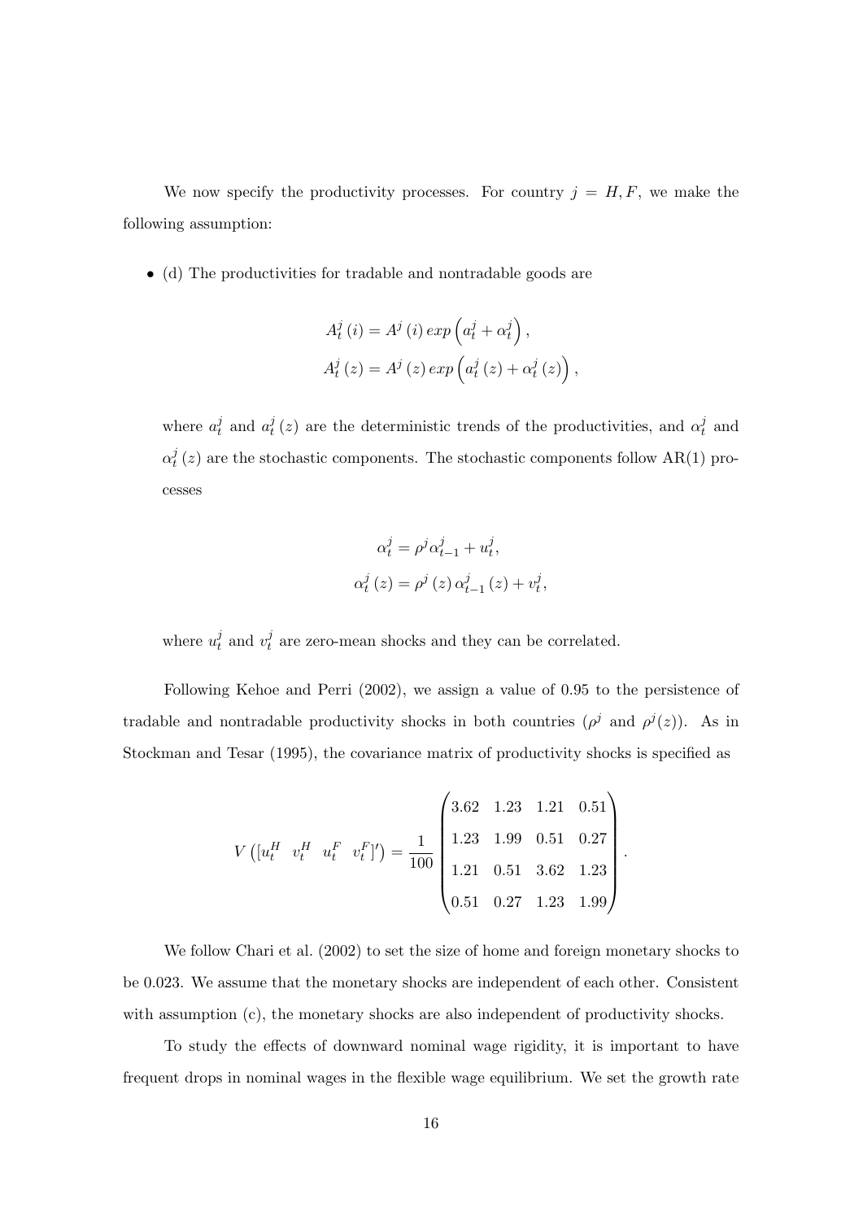We now specify the productivity processes. For country $j = H, F$, we make the following assumption:

- (d) The productivities for tradable and nontradable goods are

$$A_t^j(i) = A^j(i)\,exp\left(a_t^j + \alpha_t^j\right),$$
$$A_t^j(z) = A^j(z)\,exp\left(a_t^j(z) + \alpha_t^j(z)\right),$$

  where $a_t^j$ and $a_t^j(z)$ are the deterministic trends of the productivities, and $\alpha_t^j$ and $\alpha_t^j(z)$ are the stochastic components. The stochastic components follow AR(1) processes

$$\alpha_t^j = \rho^j \alpha_{t-1}^j + u_t^j,$$
$$\alpha_t^j(z) = \rho^j(z)\,\alpha_{t-1}^j(z) + v_t^j,$$

  where $u_t^j$ and $v_t^j$ are zero-mean shocks and they can be correlated.

Following Kehoe and Perri (2002), we assign a value of 0.95 to the persistence of tradable and nontradable productivity shocks in both countries ($\rho^j$ and $\rho^j(z)$). As in Stockman and Tesar (1995), the covariance matrix of productivity shocks is specified as

$$V\left(\begin{bmatrix} u_t^H & v_t^H & u_t^F & v_t^F \end{bmatrix}'\right) = \frac{1}{100}\begin{pmatrix} 3.62 & 1.23 & 1.21 & 0.51 \\ 1.23 & 1.99 & 0.51 & 0.27 \\ 1.21 & 0.51 & 3.62 & 1.23 \\ 0.51 & 0.27 & 1.23 & 1.99 \end{pmatrix}.$$

We follow Chari et al. (2002) to set the size of home and foreign monetary shocks to be 0.023. We assume that the monetary shocks are independent of each other. Consistent with assumption (c), the monetary shocks are also independent of productivity shocks.

To study the effects of downward nominal wage rigidity, it is important to have frequent drops in nominal wages in the flexible wage equilibrium. We set the growth rate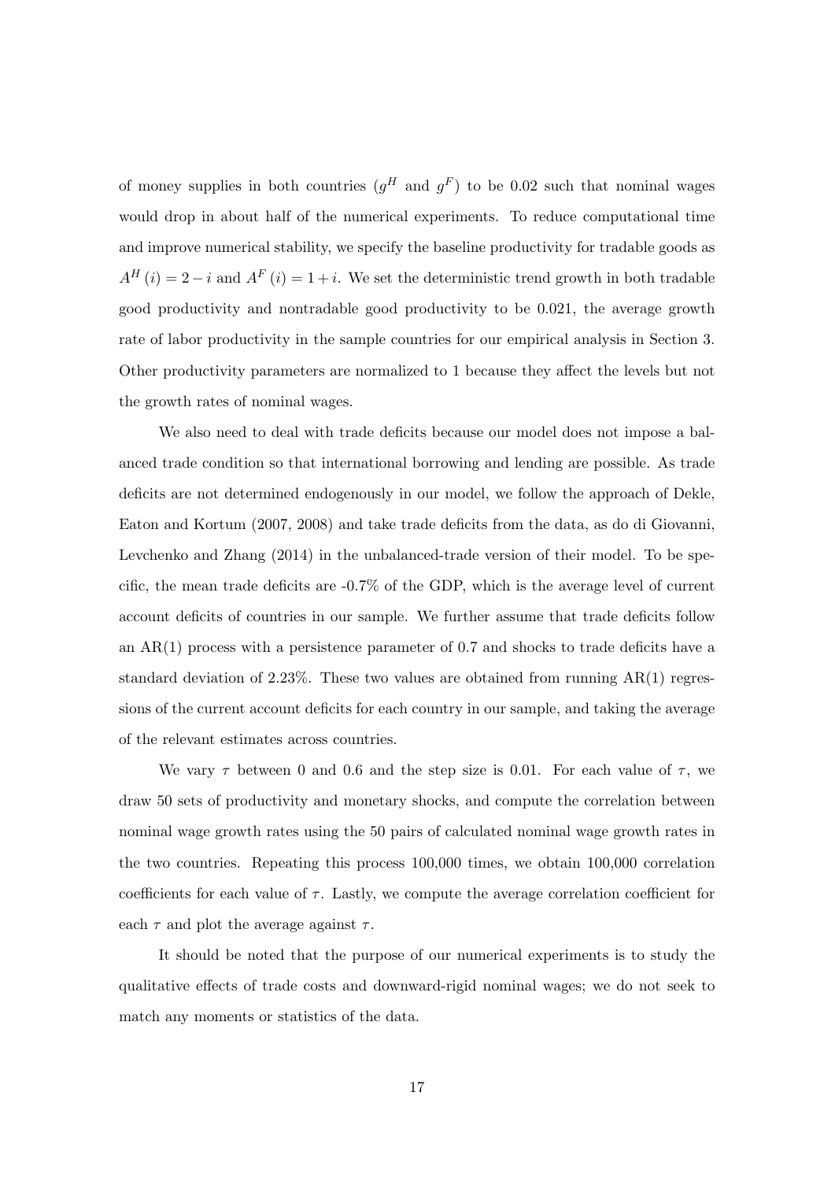of money supplies in both countries ($g^H$ and $g^F$) to be 0.02 such that nominal wages would drop in about half of the numerical experiments. To reduce computational time and improve numerical stability, we specify the baseline productivity for tradable goods as $A^H(i) = 2 - i$ and $A^F(i) = 1 + i$. We set the deterministic trend growth in both tradable good productivity and nontradable good productivity to be 0.021, the average growth rate of labor productivity in the sample countries for our empirical analysis in Section 3. Other productivity parameters are normalized to 1 because they affect the levels but not the growth rates of nominal wages.

We also need to deal with trade deficits because our model does not impose a balanced trade condition so that international borrowing and lending are possible. As trade deficits are not determined endogenously in our model, we follow the approach of Dekle, Eaton and Kortum (2007, 2008) and take trade deficits from the data, as do di Giovanni, Levchenko and Zhang (2014) in the unbalanced-trade version of their model. To be specific, the mean trade deficits are -0.7% of the GDP, which is the average level of current account deficits of countries in our sample. We further assume that trade deficits follow an AR(1) process with a persistence parameter of 0.7 and shocks to trade deficits have a standard deviation of 2.23%. These two values are obtained from running AR(1) regressions of the current account deficits for each country in our sample, and taking the average of the relevant estimates across countries.

We vary $\tau$ between 0 and 0.6 and the step size is 0.01. For each value of $\tau$, we draw 50 sets of productivity and monetary shocks, and compute the correlation between nominal wage growth rates using the 50 pairs of calculated nominal wage growth rates in the two countries. Repeating this process 100,000 times, we obtain 100,000 correlation coefficients for each value of $\tau$. Lastly, we compute the average correlation coefficient for each $\tau$ and plot the average against $\tau$.

It should be noted that the purpose of our numerical experiments is to study the qualitative effects of trade costs and downward-rigid nominal wages; we do not seek to match any moments or statistics of the data.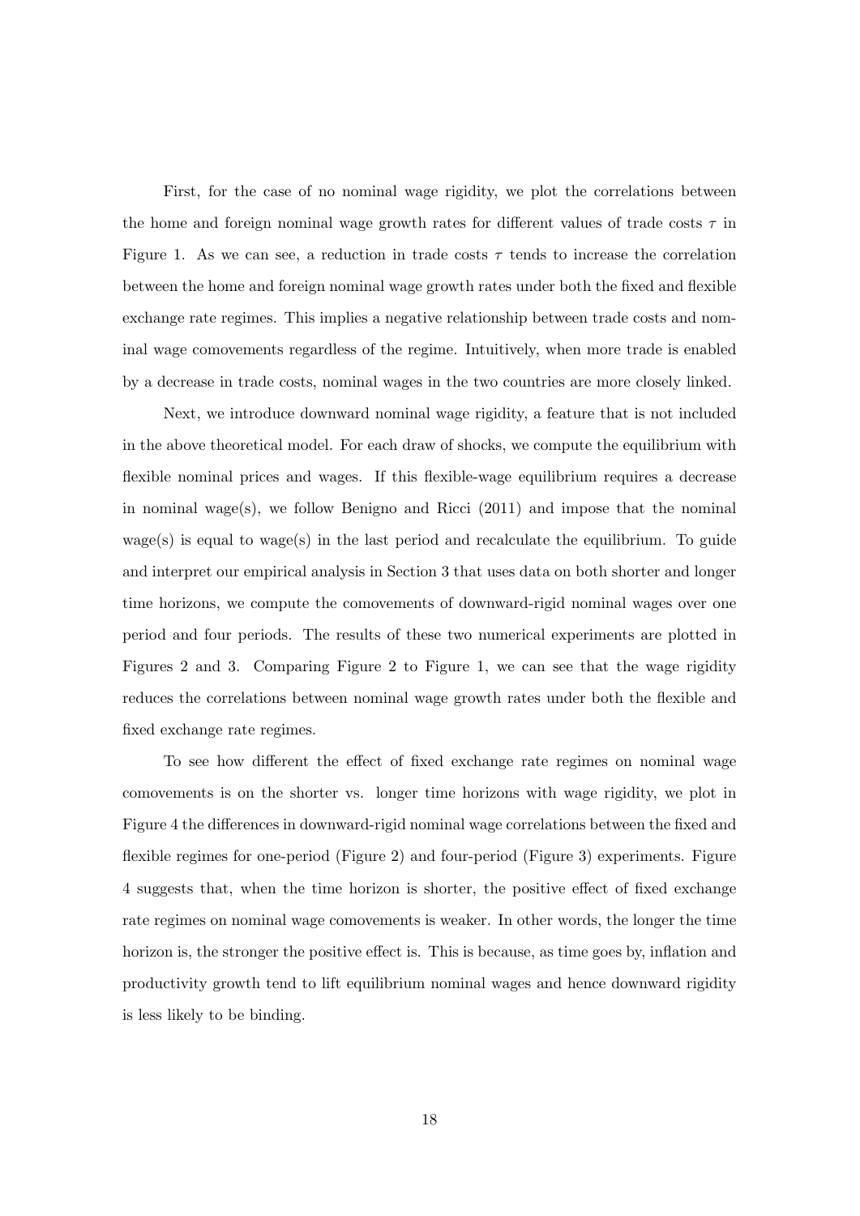First, for the case of no nominal wage rigidity, we plot the correlations between the home and foreign nominal wage growth rates for different values of trade costs $\tau$ in Figure 1. As we can see, a reduction in trade costs $\tau$ tends to increase the correlation between the home and foreign nominal wage growth rates under both the fixed and flexible exchange rate regimes. This implies a negative relationship between trade costs and nominal wage comovements regardless of the regime. Intuitively, when more trade is enabled by a decrease in trade costs, nominal wages in the two countries are more closely linked.

Next, we introduce downward nominal wage rigidity, a feature that is not included in the above theoretical model. For each draw of shocks, we compute the equilibrium with flexible nominal prices and wages. If this flexible-wage equilibrium requires a decrease in nominal wage(s), we follow Benigno and Ricci (2011) and impose that the nominal wage(s) is equal to wage(s) in the last period and recalculate the equilibrium. To guide and interpret our empirical analysis in Section 3 that uses data on both shorter and longer time horizons, we compute the comovements of downward-rigid nominal wages over one period and four periods. The results of these two numerical experiments are plotted in Figures 2 and 3. Comparing Figure 2 to Figure 1, we can see that the wage rigidity reduces the correlations between nominal wage growth rates under both the flexible and fixed exchange rate regimes.

To see how different the effect of fixed exchange rate regimes on nominal wage comovements is on the shorter vs. longer time horizons with wage rigidity, we plot in Figure 4 the differences in downward-rigid nominal wage correlations between the fixed and flexible regimes for one-period (Figure 2) and four-period (Figure 3) experiments. Figure 4 suggests that, when the time horizon is shorter, the positive effect of fixed exchange rate regimes on nominal wage comovements is weaker. In other words, the longer the time horizon is, the stronger the positive effect is. This is because, as time goes by, inflation and productivity growth tend to lift equilibrium nominal wages and hence downward rigidity is less likely to be binding.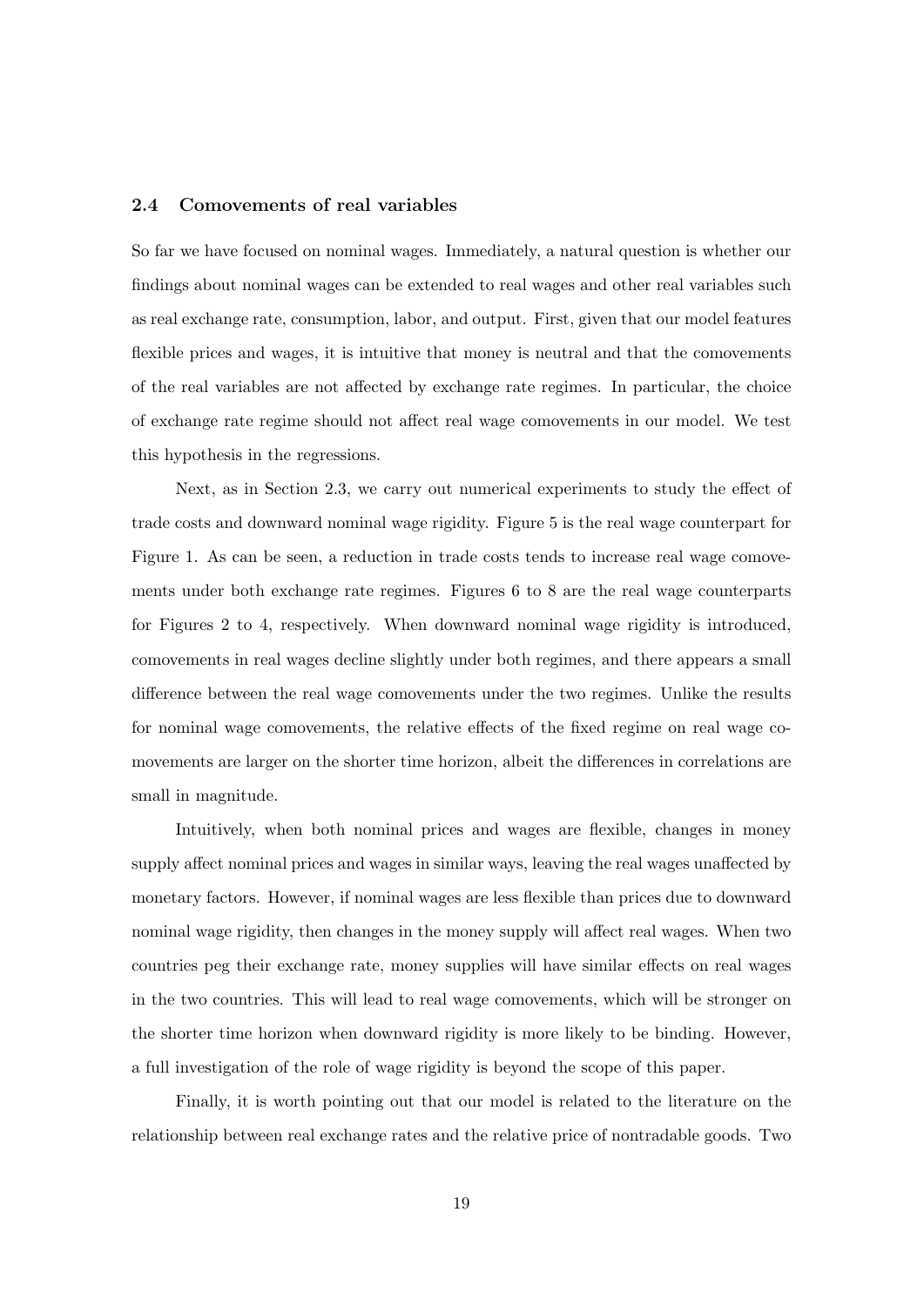### 2.4 Comovements of real variables

So far we have focused on nominal wages. Immediately, a natural question is whether our findings about nominal wages can be extended to real wages and other real variables such as real exchange rate, consumption, labor, and output. First, given that our model features flexible prices and wages, it is intuitive that money is neutral and that the comovements of the real variables are not affected by exchange rate regimes. In particular, the choice of exchange rate regime should not affect real wage comovements in our model. We test this hypothesis in the regressions.

Next, as in Section 2.3, we carry out numerical experiments to study the effect of trade costs and downward nominal wage rigidity. Figure 5 is the real wage counterpart for Figure 1. As can be seen, a reduction in trade costs tends to increase real wage comovements under both exchange rate regimes. Figures 6 to 8 are the real wage counterparts for Figures 2 to 4, respectively. When downward nominal wage rigidity is introduced, comovements in real wages decline slightly under both regimes, and there appears a small difference between the real wage comovements under the two regimes. Unlike the results for nominal wage comovements, the relative effects of the fixed regime on real wage comovements are larger on the shorter time horizon, albeit the differences in correlations are small in magnitude.

Intuitively, when both nominal prices and wages are flexible, changes in money supply affect nominal prices and wages in similar ways, leaving the real wages unaffected by monetary factors. However, if nominal wages are less flexible than prices due to downward nominal wage rigidity, then changes in the money supply will affect real wages. When two countries peg their exchange rate, money supplies will have similar effects on real wages in the two countries. This will lead to real wage comovements, which will be stronger on the shorter time horizon when downward rigidity is more likely to be binding. However, a full investigation of the role of wage rigidity is beyond the scope of this paper.

Finally, it is worth pointing out that our model is related to the literature on the relationship between real exchange rates and the relative price of nontradable goods. Two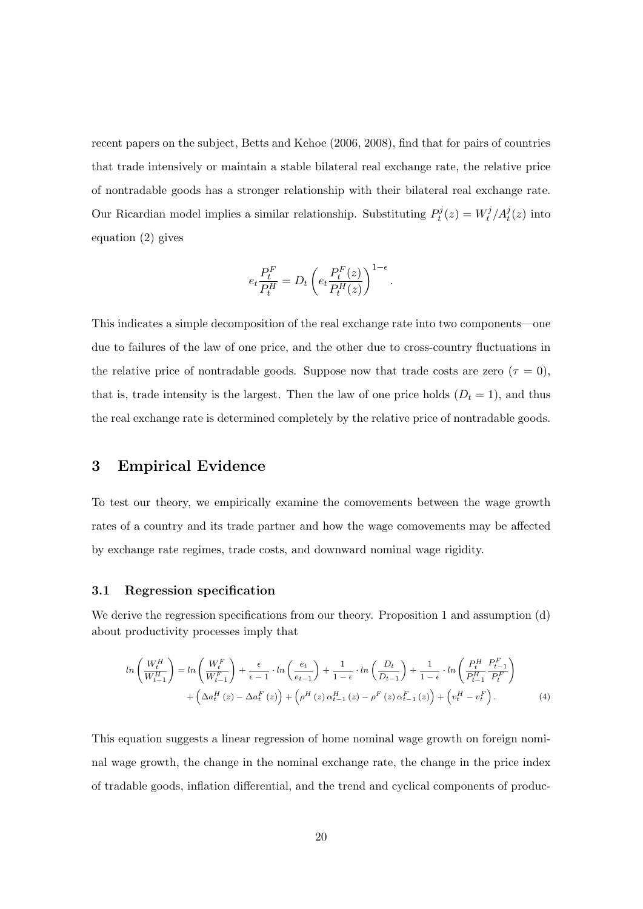recent papers on the subject, Betts and Kehoe (2006, 2008), find that for pairs of countries that trade intensively or maintain a stable bilateral real exchange rate, the relative price of nontradable goods has a stronger relationship with their bilateral real exchange rate. Our Ricardian model implies a similar relationship. Substituting $P_t^j(z) = W_t^j / A_t^j(z)$ into equation (2) gives

$$e_t \frac{P_t^F}{P_t^H} = D_t \left( e_t \frac{P_t^F(z)}{P_t^H(z)} \right)^{1-\epsilon}.$$

This indicates a simple decomposition of the real exchange rate into two components—one due to failures of the law of one price, and the other due to cross-country fluctuations in the relative price of nontradable goods. Suppose now that trade costs are zero ($\tau = 0$), that is, trade intensity is the largest. Then the law of one price holds ($D_t = 1$), and thus the real exchange rate is determined completely by the relative price of nontradable goods.

## 3 Empirical Evidence

To test our theory, we empirically examine the comovements between the wage growth rates of a country and its trade partner and how the wage comovements may be affected by exchange rate regimes, trade costs, and downward nominal wage rigidity.

### 3.1 Regression specification

We derive the regression specifications from our theory. Proposition 1 and assumption (d) about productivity processes imply that

$$\begin{aligned} ln\left(\frac{W_t^H}{W_{t-1}^H}\right) &= ln\left(\frac{W_t^F}{W_{t-1}^F}\right) + \frac{\epsilon}{\epsilon - 1} \cdot ln\left(\frac{e_t}{e_{t-1}}\right) + \frac{1}{1-\epsilon} \cdot ln\left(\frac{D_t}{D_{t-1}}\right) + \frac{1}{1-\epsilon} \cdot ln\left(\frac{P_t^H}{P_{t-1}^H} \frac{P_{t-1}^F}{P_t^F}\right) \\ &\quad + \left(\Delta a_t^H(z) - \Delta a_t^F(z)\right) + \left(\rho^H(z)\,\alpha_{t-1}^H(z) - \rho^F(z)\,\alpha_{t-1}^F(z)\right) + \left(v_t^H - v_t^F\right). \end{aligned} \tag{4}$$

This equation suggests a linear regression of home nominal wage growth on foreign nominal wage growth, the change in the nominal exchange rate, the change in the price index of tradable goods, inflation differential, and the trend and cyclical components of produc-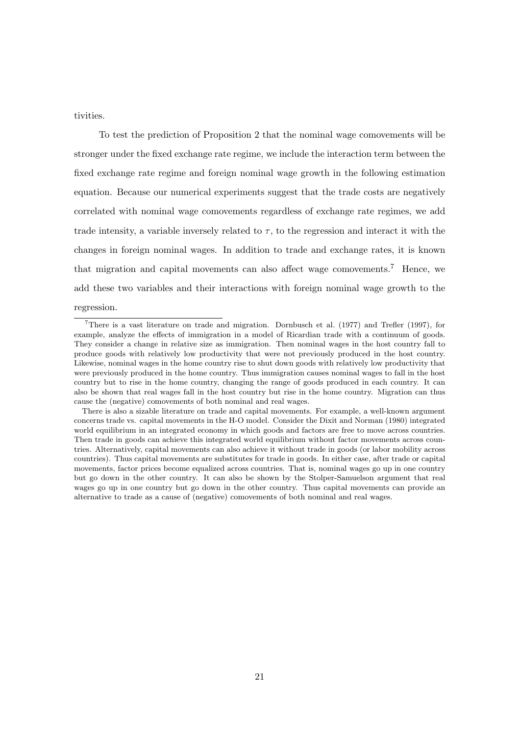tivities.

To test the prediction of Proposition 2 that the nominal wage comovements will be stronger under the fixed exchange rate regime, we include the interaction term between the fixed exchange rate regime and foreign nominal wage growth in the following estimation equation. Because our numerical experiments suggest that the trade costs are negatively correlated with nominal wage comovements regardless of exchange rate regimes, we add trade intensity, a variable inversely related to $\tau$, to the regression and interact it with the changes in foreign nominal wages. In addition to trade and exchange rates, it is known that migration and capital movements can also affect wage comovements.[7] Hence, we add these two variables and their interactions with foreign nominal wage growth to the regression.

[7] There is a vast literature on trade and migration. Dornbusch et al. (1977) and Trefler (1997), for example, analyze the effects of immigration in a model of Ricardian trade with a continuum of goods. They consider a change in relative size as immigration. Then nominal wages in the host country fall to produce goods with relatively low productivity that were not previously produced in the host country. Likewise, nominal wages in the home country rise to shut down goods with relatively low productivity that were previously produced in the home country. Thus immigration causes nominal wages to fall in the host country but to rise in the home country, changing the range of goods produced in each country. It can also be shown that real wages fall in the host country but rise in the home country. Migration can thus cause the (negative) comovements of both nominal and real wages.

There is also a sizable literature on trade and capital movements. For example, a well-known argument concerns trade vs. capital movements in the H-O model. Consider the Dixit and Norman (1980) integrated world equilibrium in an integrated economy in which goods and factors are free to move across countries. Then trade in goods can achieve this integrated world equilibrium without factor movements across countries. Alternatively, capital movements can also achieve it without trade in goods (or labor mobility across countries). Thus capital movements are substitutes for trade in goods. In either case, after trade or capital movements, factor prices become equalized across countries. That is, nominal wages go up in one country but go down in the other country. It can also be shown by the Stolper-Samuelson argument that real wages go up in one country but go down in the other country. Thus capital movements can provide an alternative to trade as a cause of (negative) comovements of both nominal and real wages.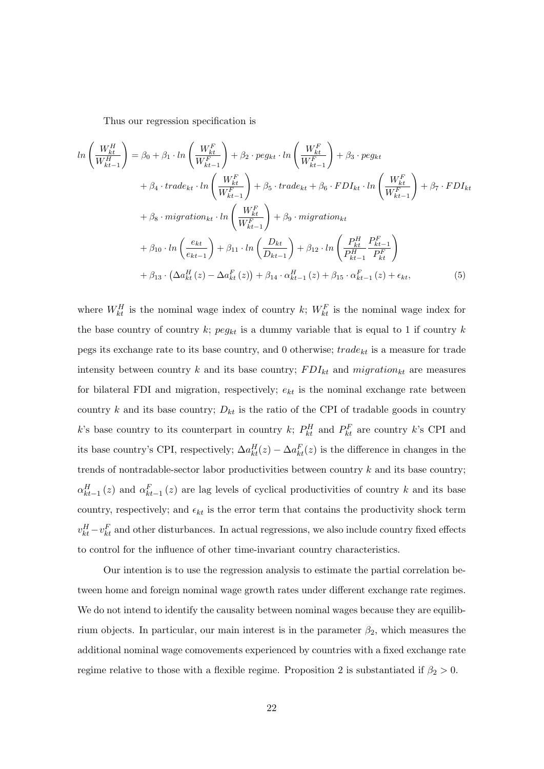Thus our regression specification is

$$
\begin{aligned}
ln\left(\frac{W_{kt}^{H}}{W_{kt-1}^{H}}\right) &= \beta_0 + \beta_1 \cdot ln\left(\frac{W_{kt}^{F}}{W_{kt-1}^{F}}\right) + \beta_2 \cdot peg_{kt} \cdot ln\left(\frac{W_{kt}^{F}}{W_{kt-1}^{F}}\right) + \beta_3 \cdot peg_{kt} \\
&+ \beta_4 \cdot trade_{kt} \cdot ln\left(\frac{W_{kt}^{F}}{W_{kt-1}^{F}}\right) + \beta_5 \cdot trade_{kt} + \beta_6 \cdot FDI_{kt} \cdot ln\left(\frac{W_{kt}^{F}}{W_{kt-1}^{F}}\right) + \beta_7 \cdot FDI_{kt} \\
&+ \beta_8 \cdot migration_{kt} \cdot ln\left(\frac{W_{kt}^{F}}{W_{kt-1}^{F}}\right) + \beta_9 \cdot migration_{kt} \\
&+ \beta_{10} \cdot ln\left(\frac{e_{kt}}{e_{kt-1}}\right) + \beta_{11} \cdot ln\left(\frac{D_{kt}}{D_{kt-1}}\right) + \beta_{12} \cdot ln\left(\frac{P_{kt}^{H}}{P_{kt-1}^{H}}\frac{P_{kt-1}^{F}}{P_{kt}^{F}}\right) \\
&+ \beta_{13} \cdot \left(\Delta a_{kt}^{H}(z) - \Delta a_{kt}^{F}(z)\right) + \beta_{14} \cdot \alpha_{kt-1}^{H}(z) + \beta_{15} \cdot \alpha_{kt-1}^{F}(z) + \epsilon_{kt},
\end{aligned}
\tag{5}
$$

where $W_{kt}^{H}$ is the nominal wage index of country $k$; $W_{kt}^{F}$ is the nominal wage index for the base country of country $k$; $peg_{kt}$ is a dummy variable that is equal to 1 if country $k$ pegs its exchange rate to its base country, and 0 otherwise; $trade_{kt}$ is a measure for trade intensity between country $k$ and its base country; $FDI_{kt}$ and $migration_{kt}$ are measures for bilateral FDI and migration, respectively; $e_{kt}$ is the nominal exchange rate between country $k$ and its base country; $D_{kt}$ is the ratio of the CPI of tradable goods in country $k$'s base country to its counterpart in country $k$; $P_{kt}^{H}$ and $P_{kt}^{F}$ are country $k$'s CPI and its base country's CPI, respectively; $\Delta a_{kt}^{H}(z) - \Delta a_{kt}^{F}(z)$ is the difference in changes in the trends of nontradable-sector labor productivities between country $k$ and its base country; $\alpha_{kt-1}^{H}(z)$ and $\alpha_{kt-1}^{F}(z)$ are lag levels of cyclical productivities of country $k$ and its base country, respectively; and $\epsilon_{kt}$ is the error term that contains the productivity shock term $v_{kt}^{H} - v_{kt}^{F}$ and other disturbances. In actual regressions, we also include country fixed effects to control for the influence of other time-invariant country characteristics.

Our intention is to use the regression analysis to estimate the partial correlation between home and foreign nominal wage growth rates under different exchange rate regimes. We do not intend to identify the causality between nominal wages because they are equilibrium objects. In particular, our main interest is in the parameter $\beta_2$, which measures the additional nominal wage comovements experienced by countries with a fixed exchange rate regime relative to those with a flexible regime. Proposition 2 is substantiated if $\beta_2 > 0$.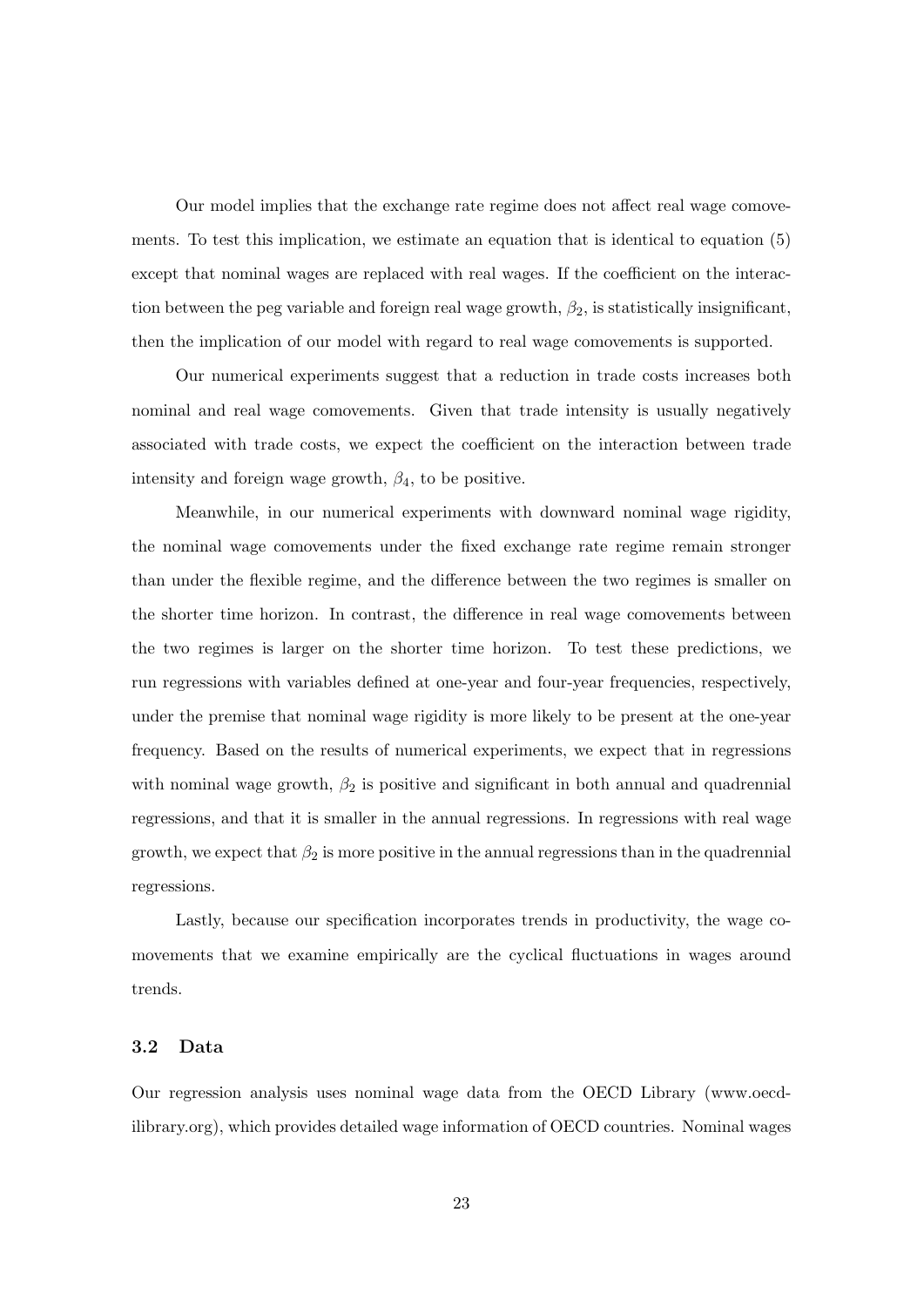Our model implies that the exchange rate regime does not affect real wage comovements. To test this implication, we estimate an equation that is identical to equation (5) except that nominal wages are replaced with real wages. If the coefficient on the interaction between the peg variable and foreign real wage growth, $\beta_2$, is statistically insignificant, then the implication of our model with regard to real wage comovements is supported.

Our numerical experiments suggest that a reduction in trade costs increases both nominal and real wage comovements. Given that trade intensity is usually negatively associated with trade costs, we expect the coefficient on the interaction between trade intensity and foreign wage growth, $\beta_4$, to be positive.

Meanwhile, in our numerical experiments with downward nominal wage rigidity, the nominal wage comovements under the fixed exchange rate regime remain stronger than under the flexible regime, and the difference between the two regimes is smaller on the shorter time horizon. In contrast, the difference in real wage comovements between the two regimes is larger on the shorter time horizon. To test these predictions, we run regressions with variables defined at one-year and four-year frequencies, respectively, under the premise that nominal wage rigidity is more likely to be present at the one-year frequency. Based on the results of numerical experiments, we expect that in regressions with nominal wage growth, $\beta_2$ is positive and significant in both annual and quadrennial regressions, and that it is smaller in the annual regressions. In regressions with real wage growth, we expect that $\beta_2$ is more positive in the annual regressions than in the quadrennial regressions.

Lastly, because our specification incorporates trends in productivity, the wage comovements that we examine empirically are the cyclical fluctuations in wages around trends.

### 3.2 Data

Our regression analysis uses nominal wage data from the OECD Library (www.oecd-ilibrary.org), which provides detailed wage information of OECD countries. Nominal wages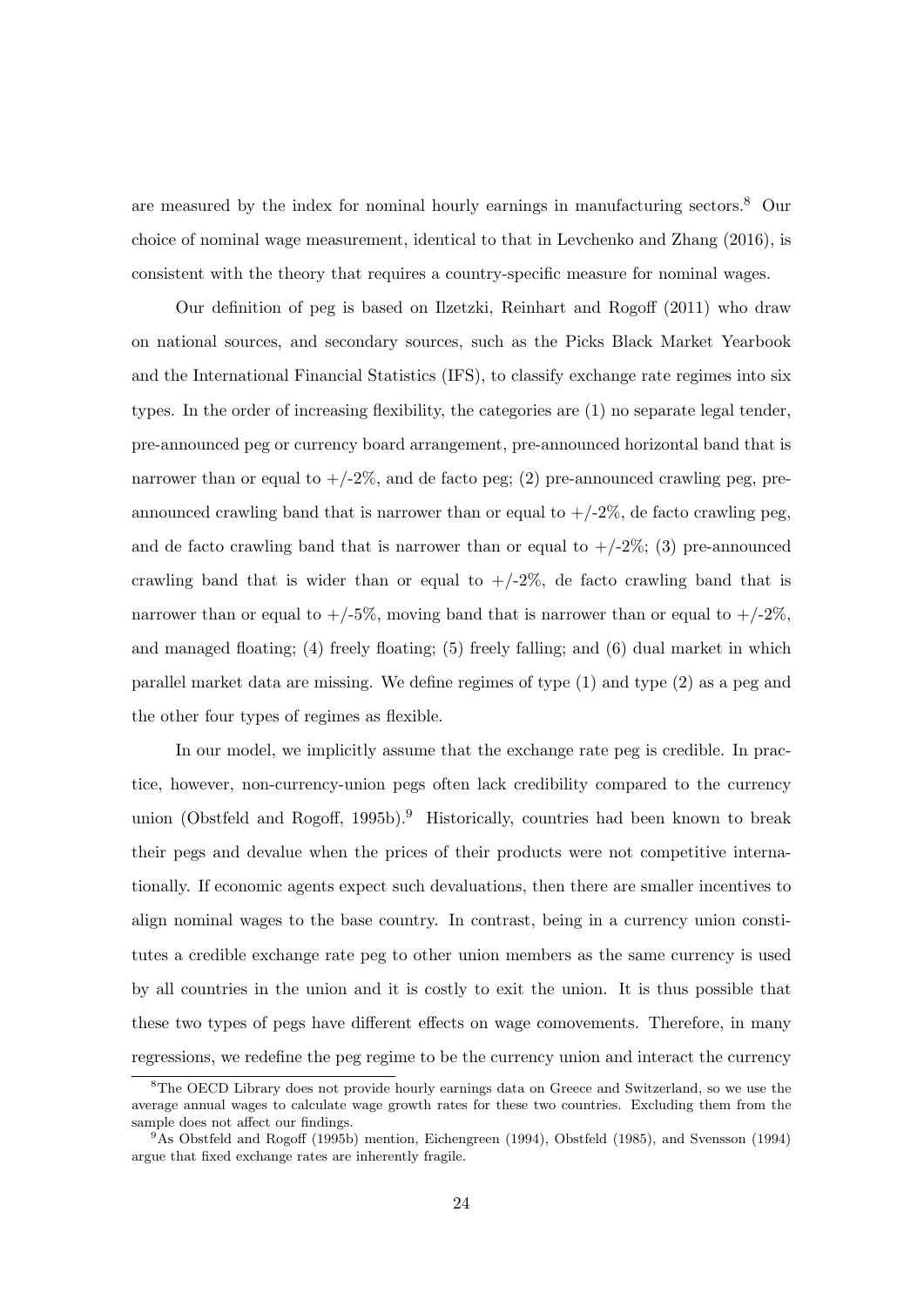are measured by the index for nominal hourly earnings in manufacturing sectors.[8] Our choice of nominal wage measurement, identical to that in Levchenko and Zhang (2016), is consistent with the theory that requires a country-specific measure for nominal wages.

Our definition of peg is based on Ilzetzki, Reinhart and Rogoff (2011) who draw on national sources, and secondary sources, such as the Picks Black Market Yearbook and the International Financial Statistics (IFS), to classify exchange rate regimes into six types. In the order of increasing flexibility, the categories are (1) no separate legal tender, pre-announced peg or currency board arrangement, pre-announced horizontal band that is narrower than or equal to +/-2%, and de facto peg; (2) pre-announced crawling peg, pre-announced crawling band that is narrower than or equal to +/-2%, de facto crawling peg, and de facto crawling band that is narrower than or equal to +/-2%; (3) pre-announced crawling band that is wider than or equal to +/-2%, de facto crawling band that is narrower than or equal to +/-5%, moving band that is narrower than or equal to +/-2%, and managed floating; (4) freely floating; (5) freely falling; and (6) dual market in which parallel market data are missing. We define regimes of type (1) and type (2) as a peg and the other four types of regimes as flexible.

In our model, we implicitly assume that the exchange rate peg is credible. In practice, however, non-currency-union pegs often lack credibility compared to the currency union (Obstfeld and Rogoff, 1995b).[9] Historically, countries had been known to break their pegs and devalue when the prices of their products were not competitive internationally. If economic agents expect such devaluations, then there are smaller incentives to align nominal wages to the base country. In contrast, being in a currency union constitutes a credible exchange rate peg to other union members as the same currency is used by all countries in the union and it is costly to exit the union. It is thus possible that these two types of pegs have different effects on wage comovements. Therefore, in many regressions, we redefine the peg regime to be the currency union and interact the currency

[8] The OECD Library does not provide hourly earnings data on Greece and Switzerland, so we use the average annual wages to calculate wage growth rates for these two countries. Excluding them from the sample does not affect our findings.

[9] As Obstfeld and Rogoff (1995b) mention, Eichengreen (1994), Obstfeld (1985), and Svensson (1994) argue that fixed exchange rates are inherently fragile.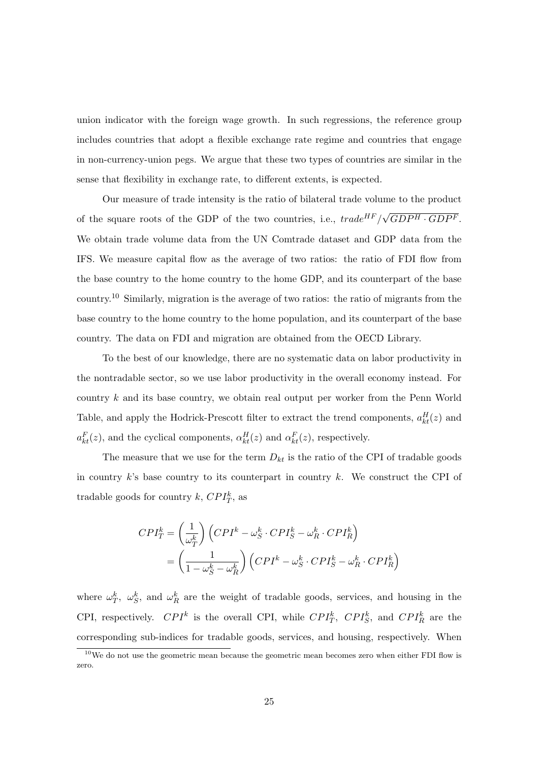union indicator with the foreign wage growth. In such regressions, the reference group includes countries that adopt a flexible exchange rate regime and countries that engage in non-currency-union pegs. We argue that these two types of countries are similar in the sense that flexibility in exchange rate, to different extents, is expected.

Our measure of trade intensity is the ratio of bilateral trade volume to the product of the square roots of the GDP of the two countries, i.e., $trade^{HF}/\sqrt{GDP^H \cdot GDP^F}$. We obtain trade volume data from the UN Comtrade dataset and GDP data from the IFS. We measure capital flow as the average of two ratios: the ratio of FDI flow from the base country to the home country to the home GDP, and its counterpart of the base country.[10] Similarly, migration is the average of two ratios: the ratio of migrants from the base country to the home country to the home population, and its counterpart of the base country. The data on FDI and migration are obtained from the OECD Library.

To the best of our knowledge, there are no systematic data on labor productivity in the nontradable sector, so we use labor productivity in the overall economy instead. For country $k$ and its base country, we obtain real output per worker from the Penn World Table, and apply the Hodrick-Prescott filter to extract the trend components, $a_{kt}^H(z)$ and $a_{kt}^F(z)$, and the cyclical components, $\alpha_{kt}^H(z)$ and $\alpha_{kt}^F(z)$, respectively.

The measure that we use for the term $D_{kt}$ is the ratio of the CPI of tradable goods in country $k$'s base country to its counterpart in country $k$. We construct the CPI of tradable goods for country $k$, $CPI_T^k$, as

$$
\begin{aligned}
CPI_T^k &= \left(\frac{1}{\omega_T^k}\right)\left(CPI^k - \omega_S^k \cdot CPI_S^k - \omega_R^k \cdot CPI_R^k\right) \\
&= \left(\frac{1}{1-\omega_S^k - \omega_R^k}\right)\left(CPI^k - \omega_S^k \cdot CPI_S^k - \omega_R^k \cdot CPI_R^k\right)
\end{aligned}
$$

where $\omega_T^k$, $\omega_S^k$, and $\omega_R^k$ are the weight of tradable goods, services, and housing in the CPI, respectively. $CPI^k$ is the overall CPI, while $CPI_T^k$, $CPI_S^k$, and $CPI_R^k$ are the corresponding sub-indices for tradable goods, services, and housing, respectively. When

[10] We do not use the geometric mean because the geometric mean becomes zero when either FDI flow is zero.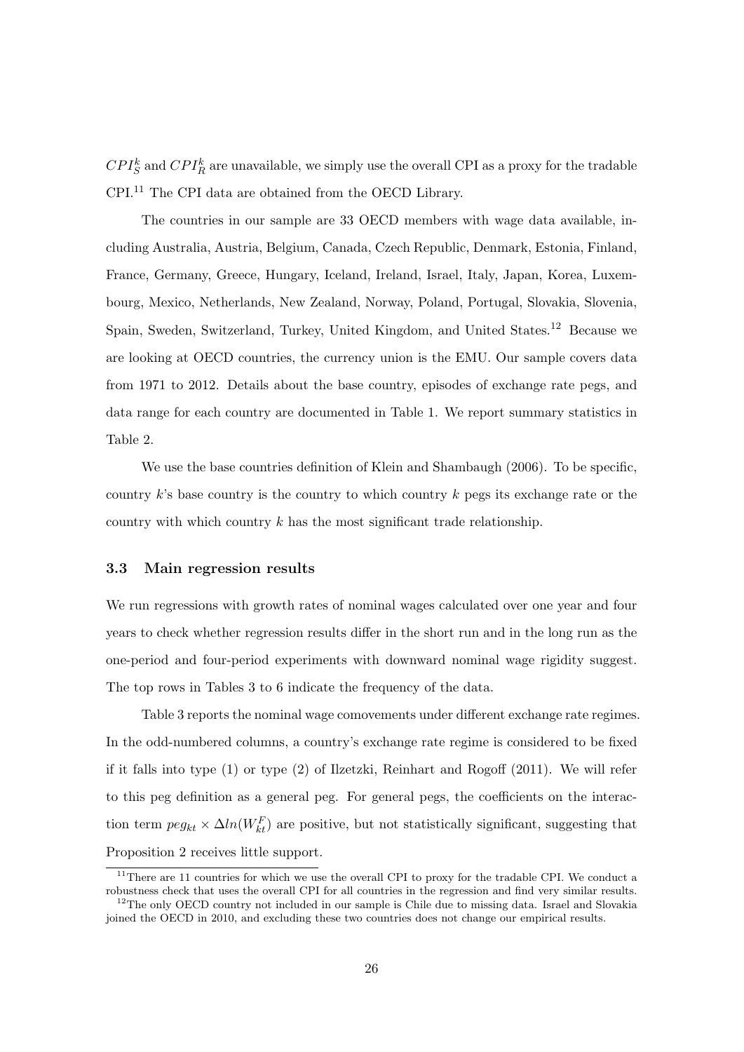$CPI^k_S$ and $CPI^k_R$ are unavailable, we simply use the overall CPI as a proxy for the tradable CPI.[11] The CPI data are obtained from the OECD Library.

The countries in our sample are 33 OECD members with wage data available, including Australia, Austria, Belgium, Canada, Czech Republic, Denmark, Estonia, Finland, France, Germany, Greece, Hungary, Iceland, Ireland, Israel, Italy, Japan, Korea, Luxembourg, Mexico, Netherlands, New Zealand, Norway, Poland, Portugal, Slovakia, Slovenia, Spain, Sweden, Switzerland, Turkey, United Kingdom, and United States.[12] Because we are looking at OECD countries, the currency union is the EMU. Our sample covers data from 1971 to 2012. Details about the base country, episodes of exchange rate pegs, and data range for each country are documented in Table 1. We report summary statistics in Table 2.

We use the base countries definition of Klein and Shambaugh (2006). To be specific, country $k$'s base country is the country to which country $k$ pegs its exchange rate or the country with which country $k$ has the most significant trade relationship.

### 3.3 Main regression results

We run regressions with growth rates of nominal wages calculated over one year and four years to check whether regression results differ in the short run and in the long run as the one-period and four-period experiments with downward nominal wage rigidity suggest. The top rows in Tables 3 to 6 indicate the frequency of the data.

Table 3 reports the nominal wage comovements under different exchange rate regimes. In the odd-numbered columns, a country's exchange rate regime is considered to be fixed if it falls into type (1) or type (2) of Ilzetzki, Reinhart and Rogoff (2011). We will refer to this peg definition as a general peg. For general pegs, the coefficients on the interaction term $peg_{kt} \times \Delta ln(W^F_{kt})$ are positive, but not statistically significant, suggesting that Proposition 2 receives little support.

[11] There are 11 countries for which we use the overall CPI to proxy for the tradable CPI. We conduct a robustness check that uses the overall CPI for all countries in the regression and find very similar results.

[12] The only OECD country not included in our sample is Chile due to missing data. Israel and Slovakia joined the OECD in 2010, and excluding these two countries does not change our empirical results.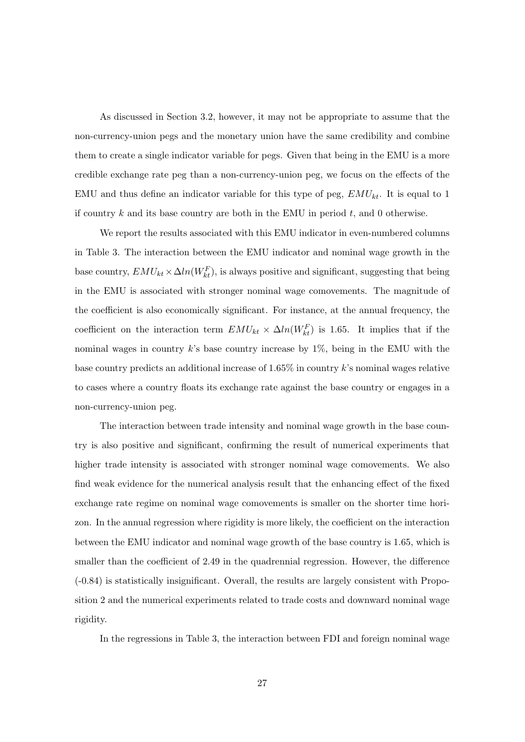As discussed in Section 3.2, however, it may not be appropriate to assume that the non-currency-union pegs and the monetary union have the same credibility and combine them to create a single indicator variable for pegs. Given that being in the EMU is a more credible exchange rate peg than a non-currency-union peg, we focus on the effects of the EMU and thus define an indicator variable for this type of peg, $EMU_{kt}$. It is equal to 1 if country $k$ and its base country are both in the EMU in period $t$, and 0 otherwise.

We report the results associated with this EMU indicator in even-numbered columns in Table 3. The interaction between the EMU indicator and nominal wage growth in the base country, $EMU_{kt} \times \Delta ln(W^F_{kt})$, is always positive and significant, suggesting that being in the EMU is associated with stronger nominal wage comovements. The magnitude of the coefficient is also economically significant. For instance, at the annual frequency, the coefficient on the interaction term $EMU_{kt} \times \Delta ln(W^F_{kt})$ is 1.65. It implies that if the nominal wages in country $k$'s base country increase by 1%, being in the EMU with the base country predicts an additional increase of 1.65% in country $k$'s nominal wages relative to cases where a country floats its exchange rate against the base country or engages in a non-currency-union peg.

The interaction between trade intensity and nominal wage growth in the base country is also positive and significant, confirming the result of numerical experiments that higher trade intensity is associated with stronger nominal wage comovements. We also find weak evidence for the numerical analysis result that the enhancing effect of the fixed exchange rate regime on nominal wage comovements is smaller on the shorter time horizon. In the annual regression where rigidity is more likely, the coefficient on the interaction between the EMU indicator and nominal wage growth of the base country is 1.65, which is smaller than the coefficient of 2.49 in the quadrennial regression. However, the difference (-0.84) is statistically insignificant. Overall, the results are largely consistent with Proposition 2 and the numerical experiments related to trade costs and downward nominal wage rigidity.

In the regressions in Table 3, the interaction between FDI and foreign nominal wage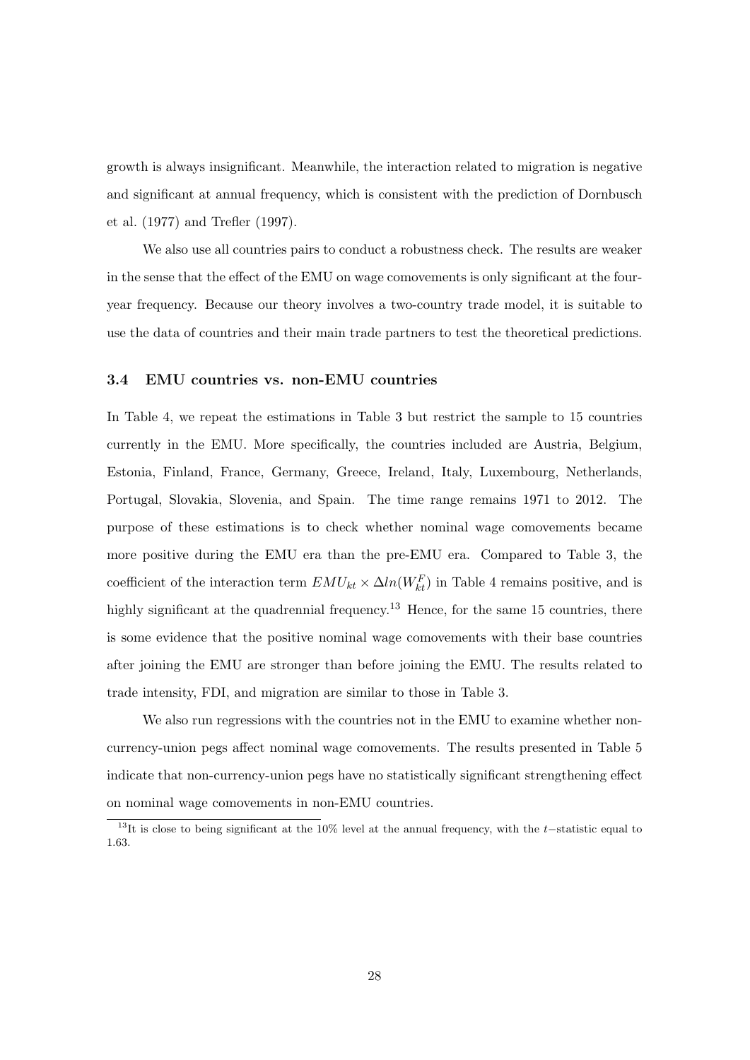growth is always insignificant. Meanwhile, the interaction related to migration is negative and significant at annual frequency, which is consistent with the prediction of Dornbusch et al. (1977) and Trefler (1997).

We also use all countries pairs to conduct a robustness check. The results are weaker in the sense that the effect of the EMU on wage comovements is only significant at the four-year frequency. Because our theory involves a two-country trade model, it is suitable to use the data of countries and their main trade partners to test the theoretical predictions.

### 3.4 EMU countries vs. non-EMU countries

In Table 4, we repeat the estimations in Table 3 but restrict the sample to 15 countries currently in the EMU. More specifically, the countries included are Austria, Belgium, Estonia, Finland, France, Germany, Greece, Ireland, Italy, Luxembourg, Netherlands, Portugal, Slovakia, Slovenia, and Spain. The time range remains 1971 to 2012. The purpose of these estimations is to check whether nominal wage comovements became more positive during the EMU era than the pre-EMU era. Compared to Table 3, the coefficient of the interaction term $EMU_{kt} \times \Delta ln(W_{kt}^F)$ in Table 4 remains positive, and is highly significant at the quadrennial frequency.[13] Hence, for the same 15 countries, there is some evidence that the positive nominal wage comovements with their base countries after joining the EMU are stronger than before joining the EMU. The results related to trade intensity, FDI, and migration are similar to those in Table 3.

We also run regressions with the countries not in the EMU to examine whether non-currency-union pegs affect nominal wage comovements. The results presented in Table 5 indicate that non-currency-union pegs have no statistically significant strengthening effect on nominal wage comovements in non-EMU countries.

[13] It is close to being significant at the 10% level at the annual frequency, with the $t-$statistic equal to 1.63.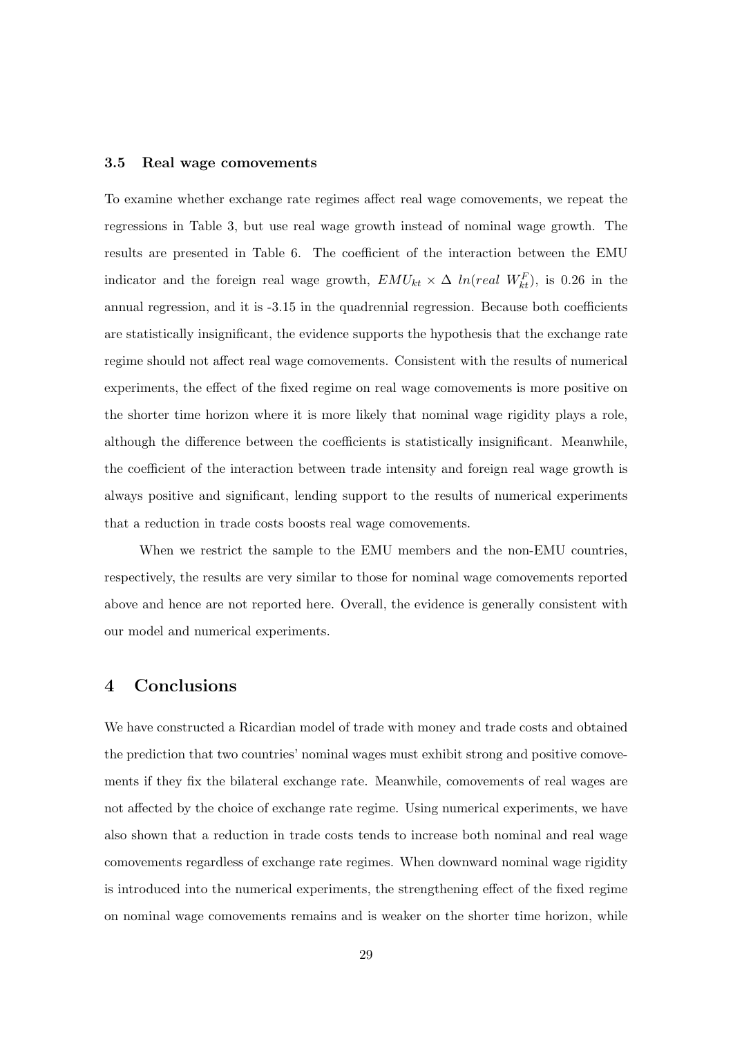### 3.5 Real wage comovements

To examine whether exchange rate regimes affect real wage comovements, we repeat the regressions in Table 3, but use real wage growth instead of nominal wage growth. The results are presented in Table 6. The coefficient of the interaction between the EMU indicator and the foreign real wage growth, $EMU_{kt} \times \Delta \ ln(real \ W_{kt}^{F})$, is 0.26 in the annual regression, and it is -3.15 in the quadrennial regression. Because both coefficients are statistically insignificant, the evidence supports the hypothesis that the exchange rate regime should not affect real wage comovements. Consistent with the results of numerical experiments, the effect of the fixed regime on real wage comovements is more positive on the shorter time horizon where it is more likely that nominal wage rigidity plays a role, although the difference between the coefficients is statistically insignificant. Meanwhile, the coefficient of the interaction between trade intensity and foreign real wage growth is always positive and significant, lending support to the results of numerical experiments that a reduction in trade costs boosts real wage comovements.

When we restrict the sample to the EMU members and the non-EMU countries, respectively, the results are very similar to those for nominal wage comovements reported above and hence are not reported here. Overall, the evidence is generally consistent with our model and numerical experiments.

## 4 Conclusions

We have constructed a Ricardian model of trade with money and trade costs and obtained the prediction that two countries' nominal wages must exhibit strong and positive comovements if they fix the bilateral exchange rate. Meanwhile, comovements of real wages are not affected by the choice of exchange rate regime. Using numerical experiments, we have also shown that a reduction in trade costs tends to increase both nominal and real wage comovements regardless of exchange rate regimes. When downward nominal wage rigidity is introduced into the numerical experiments, the strengthening effect of the fixed regime on nominal wage comovements remains and is weaker on the shorter time horizon, while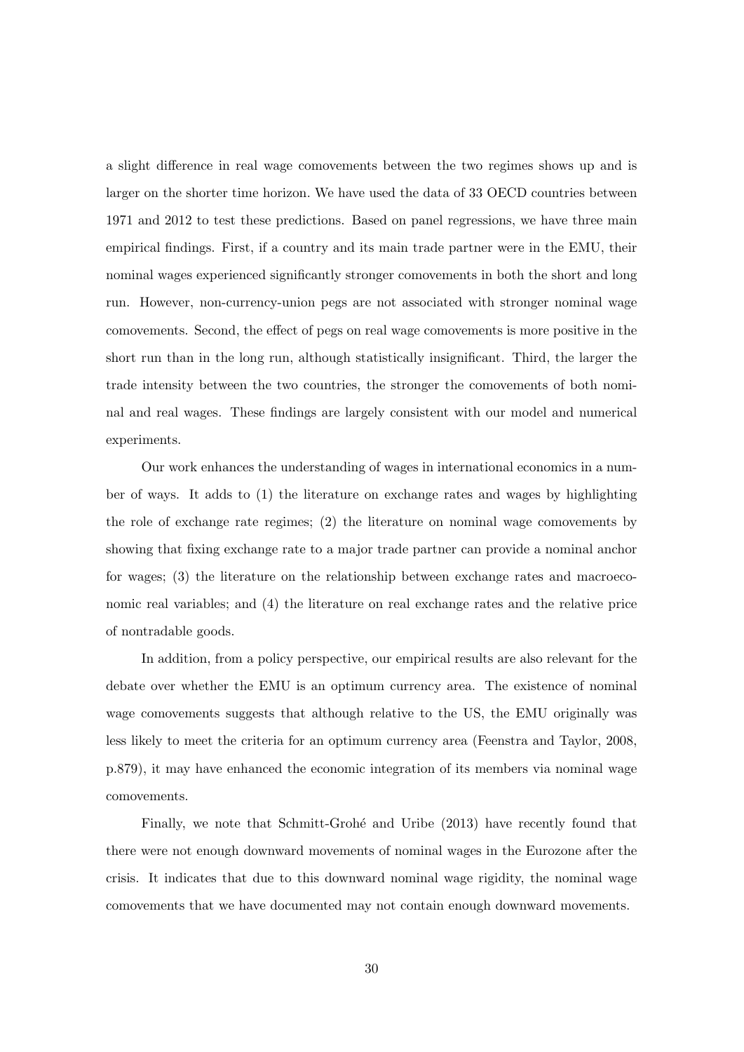a slight difference in real wage comovements between the two regimes shows up and is larger on the shorter time horizon. We have used the data of 33 OECD countries between 1971 and 2012 to test these predictions. Based on panel regressions, we have three main empirical findings. First, if a country and its main trade partner were in the EMU, their nominal wages experienced significantly stronger comovements in both the short and long run. However, non-currency-union pegs are not associated with stronger nominal wage comovements. Second, the effect of pegs on real wage comovements is more positive in the short run than in the long run, although statistically insignificant. Third, the larger the trade intensity between the two countries, the stronger the comovements of both nominal and real wages. These findings are largely consistent with our model and numerical experiments.

Our work enhances the understanding of wages in international economics in a number of ways. It adds to (1) the literature on exchange rates and wages by highlighting the role of exchange rate regimes; (2) the literature on nominal wage comovements by showing that fixing exchange rate to a major trade partner can provide a nominal anchor for wages; (3) the literature on the relationship between exchange rates and macroeconomic real variables; and (4) the literature on real exchange rates and the relative price of nontradable goods.

In addition, from a policy perspective, our empirical results are also relevant for the debate over whether the EMU is an optimum currency area. The existence of nominal wage comovements suggests that although relative to the US, the EMU originally was less likely to meet the criteria for an optimum currency area (Feenstra and Taylor, 2008, p.879), it may have enhanced the economic integration of its members via nominal wage comovements.

Finally, we note that Schmitt-Grohé and Uribe (2013) have recently found that there were not enough downward movements of nominal wages in the Eurozone after the crisis. It indicates that due to this downward nominal wage rigidity, the nominal wage comovements that we have documented may not contain enough downward movements.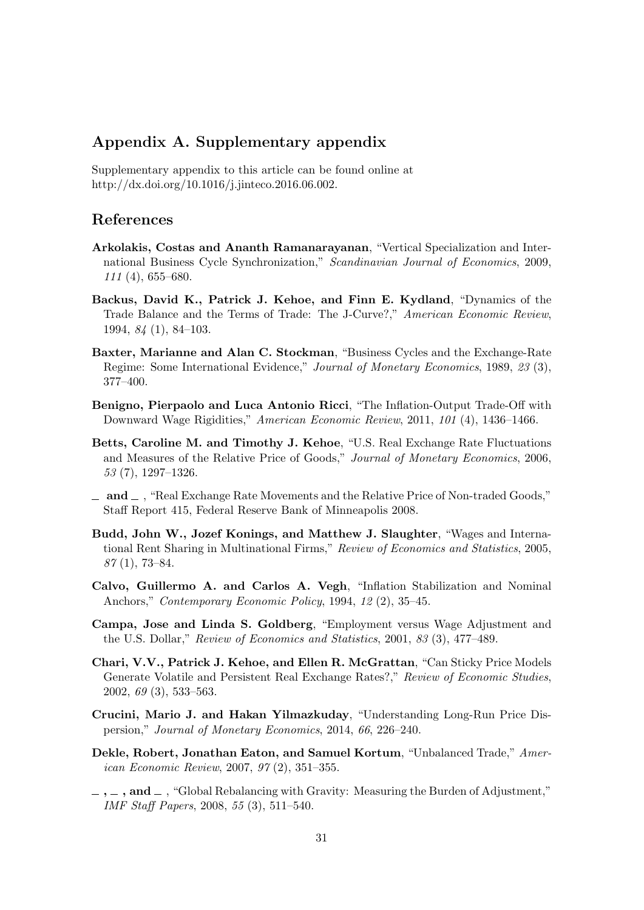## Appendix A. Supplementary appendix

Supplementary appendix to this article can be found online at http://dx.doi.org/10.1016/j.jinteco.2016.06.002.

## References

**Arkolakis, Costas and Ananth Ramanarayanan**, "Vertical Specialization and International Business Cycle Synchronization," *Scandinavian Journal of Economics*, 2009, *111* (4), 655–680.

**Backus, David K., Patrick J. Kehoe, and Finn E. Kydland**, "Dynamics of the Trade Balance and the Terms of Trade: The J-Curve?," *American Economic Review*, 1994, *84* (1), 84–103.

**Baxter, Marianne and Alan C. Stockman**, "Business Cycles and the Exchange-Rate Regime: Some International Evidence," *Journal of Monetary Economics*, 1989, *23* (3), 377–400.

**Benigno, Pierpaolo and Luca Antonio Ricci**, "The Inflation-Output Trade-Off with Downward Wage Rigidities," *American Economic Review*, 2011, *101* (4), 1436–1466.

**Betts, Caroline M. and Timothy J. Kehoe**, "U.S. Real Exchange Rate Fluctuations and Measures of the Relative Price of Goods," *Journal of Monetary Economics*, 2006, *53* (7), 1297–1326.

**_ and _** , "Real Exchange Rate Movements and the Relative Price of Non-traded Goods," Staff Report 415, Federal Reserve Bank of Minneapolis 2008.

**Budd, John W., Jozef Konings, and Matthew J. Slaughter**, "Wages and International Rent Sharing in Multinational Firms," *Review of Economics and Statistics*, 2005, *87* (1), 73–84.

**Calvo, Guillermo A. and Carlos A. Vegh**, "Inflation Stabilization and Nominal Anchors," *Contemporary Economic Policy*, 1994, *12* (2), 35–45.

**Campa, Jose and Linda S. Goldberg**, "Employment versus Wage Adjustment and the U.S. Dollar," *Review of Economics and Statistics*, 2001, *83* (3), 477–489.

**Chari, V.V., Patrick J. Kehoe, and Ellen R. McGrattan**, "Can Sticky Price Models Generate Volatile and Persistent Real Exchange Rates?," *Review of Economic Studies*, 2002, *69* (3), 533–563.

**Crucini, Mario J. and Hakan Yilmazkuday**, "Understanding Long-Run Price Dispersion," *Journal of Monetary Economics*, 2014, *66*, 226–240.

**Dekle, Robert, Jonathan Eaton, and Samuel Kortum**, "Unbalanced Trade," *American Economic Review*, 2007, *97* (2), 351–355.

**_ , _ , and _** , "Global Rebalancing with Gravity: Measuring the Burden of Adjustment," *IMF Staff Papers*, 2008, *55* (3), 511–540.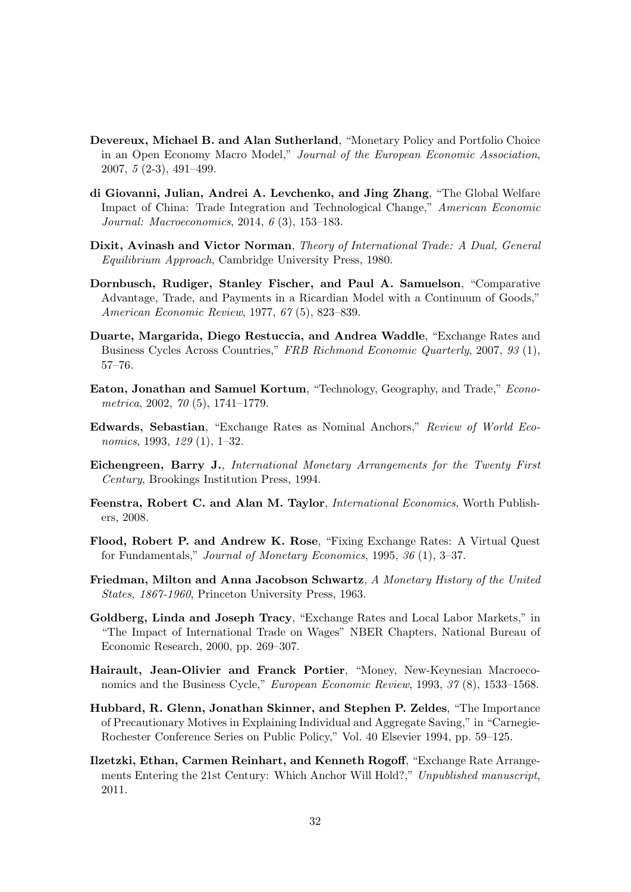**Devereux, Michael B. and Alan Sutherland**, "Monetary Policy and Portfolio Choice in an Open Economy Macro Model," *Journal of the European Economic Association*, 2007, *5* (2-3), 491–499.

**di Giovanni, Julian, Andrei A. Levchenko, and Jing Zhang**, "The Global Welfare Impact of China: Trade Integration and Technological Change," *American Economic Journal: Macroeconomics*, 2014, *6* (3), 153–183.

**Dixit, Avinash and Victor Norman**, *Theory of International Trade: A Dual, General Equilibrium Approach*, Cambridge University Press, 1980.

**Dornbusch, Rudiger, Stanley Fischer, and Paul A. Samuelson**, "Comparative Advantage, Trade, and Payments in a Ricardian Model with a Continuum of Goods," *American Economic Review*, 1977, *67* (5), 823–839.

**Duarte, Margarida, Diego Restuccia, and Andrea Waddle**, "Exchange Rates and Business Cycles Across Countries," *FRB Richmond Economic Quarterly*, 2007, *93* (1), 57–76.

**Eaton, Jonathan and Samuel Kortum**, "Technology, Geography, and Trade," *Econometrica*, 2002, *70* (5), 1741–1779.

**Edwards, Sebastian**, "Exchange Rates as Nominal Anchors," *Review of World Economics*, 1993, *129* (1), 1–32.

**Eichengreen, Barry J.**, *International Monetary Arrangements for the Twenty First Century*, Brookings Institution Press, 1994.

**Feenstra, Robert C. and Alan M. Taylor**, *International Economics*, Worth Publishers, 2008.

**Flood, Robert P. and Andrew K. Rose**, "Fixing Exchange Rates: A Virtual Quest for Fundamentals," *Journal of Monetary Economics*, 1995, *36* (1), 3–37.

**Friedman, Milton and Anna Jacobson Schwartz**, *A Monetary History of the United States, 1867-1960*, Princeton University Press, 1963.

**Goldberg, Linda and Joseph Tracy**, "Exchange Rates and Local Labor Markets," in "The Impact of International Trade on Wages" NBER Chapters, National Bureau of Economic Research, 2000, pp. 269–307.

**Hairault, Jean-Olivier and Franck Portier**, "Money, New-Keynesian Macroeconomics and the Business Cycle," *European Economic Review*, 1993, *37* (8), 1533–1568.

**Hubbard, R. Glenn, Jonathan Skinner, and Stephen P. Zeldes**, "The Importance of Precautionary Motives in Explaining Individual and Aggregate Saving," in "Carnegie-Rochester Conference Series on Public Policy," Vol. 40 Elsevier 1994, pp. 59–125.

**Ilzetzki, Ethan, Carmen Reinhart, and Kenneth Rogoff**, "Exchange Rate Arrangements Entering the 21st Century: Which Anchor Will Hold?," *Unpublished manuscript*, 2011.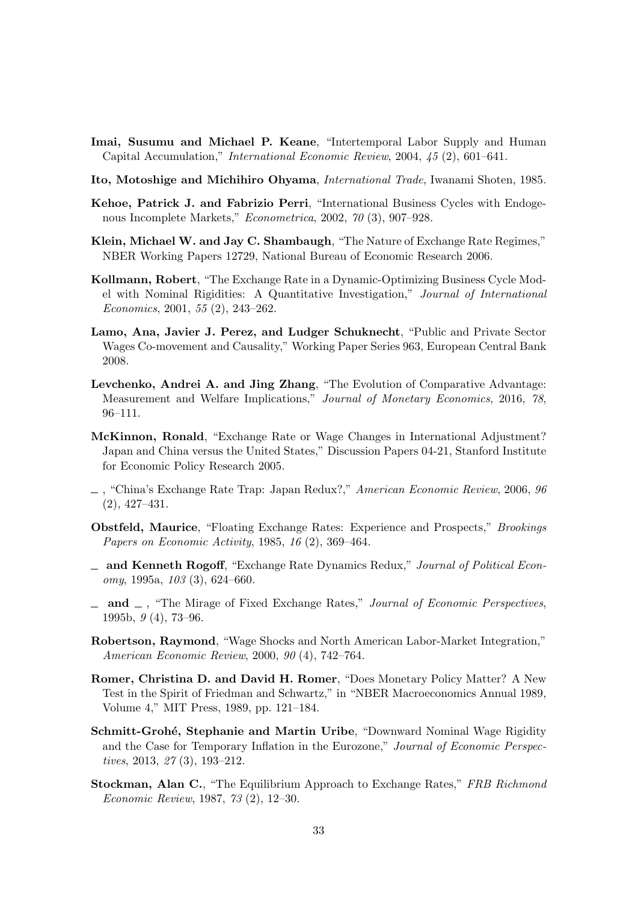**Imai, Susumu and Michael P. Keane**, "Intertemporal Labor Supply and Human Capital Accumulation," *International Economic Review*, 2004, *45* (2), 601–641.

**Ito, Motoshige and Michihiro Ohyama**, *International Trade*, Iwanami Shoten, 1985.

**Kehoe, Patrick J. and Fabrizio Perri**, "International Business Cycles with Endogenous Incomplete Markets," *Econometrica*, 2002, *70* (3), 907–928.

**Klein, Michael W. and Jay C. Shambaugh**, "The Nature of Exchange Rate Regimes," NBER Working Papers 12729, National Bureau of Economic Research 2006.

**Kollmann, Robert**, "The Exchange Rate in a Dynamic-Optimizing Business Cycle Model with Nominal Rigidities: A Quantitative Investigation," *Journal of International Economics*, 2001, *55* (2), 243–262.

**Lamo, Ana, Javier J. Perez, and Ludger Schuknecht**, "Public and Private Sector Wages Co-movement and Causality," Working Paper Series 963, European Central Bank 2008.

**Levchenko, Andrei A. and Jing Zhang**, "The Evolution of Comparative Advantage: Measurement and Welfare Implications," *Journal of Monetary Economics*, 2016, *78*, 96–111.

**McKinnon, Ronald**, "Exchange Rate or Wage Changes in International Adjustment? Japan and China versus the United States," Discussion Papers 04-21, Stanford Institute for Economic Policy Research 2005.

\_ , "China's Exchange Rate Trap: Japan Redux?," *American Economic Review*, 2006, *96* (2), 427–431.

**Obstfeld, Maurice**, "Floating Exchange Rates: Experience and Prospects," *Brookings Papers on Economic Activity*, 1985, *16* (2), 369–464.

\_ **and Kenneth Rogoff**, "Exchange Rate Dynamics Redux," *Journal of Political Economy*, 1995a, *103* (3), 624–660.

\_ **and** \_ , "The Mirage of Fixed Exchange Rates," *Journal of Economic Perspectives*, 1995b, *9* (4), 73–96.

**Robertson, Raymond**, "Wage Shocks and North American Labor-Market Integration," *American Economic Review*, 2000, *90* (4), 742–764.

**Romer, Christina D. and David H. Romer**, "Does Monetary Policy Matter? A New Test in the Spirit of Friedman and Schwartz," in "NBER Macroeconomics Annual 1989, Volume 4," MIT Press, 1989, pp. 121–184.

**Schmitt-Grohé, Stephanie and Martin Uribe**, "Downward Nominal Wage Rigidity and the Case for Temporary Inflation in the Eurozone," *Journal of Economic Perspectives*, 2013, *27* (3), 193–212.

**Stockman, Alan C.**, "The Equilibrium Approach to Exchange Rates," *FRB Richmond Economic Review*, 1987, *73* (2), 12–30.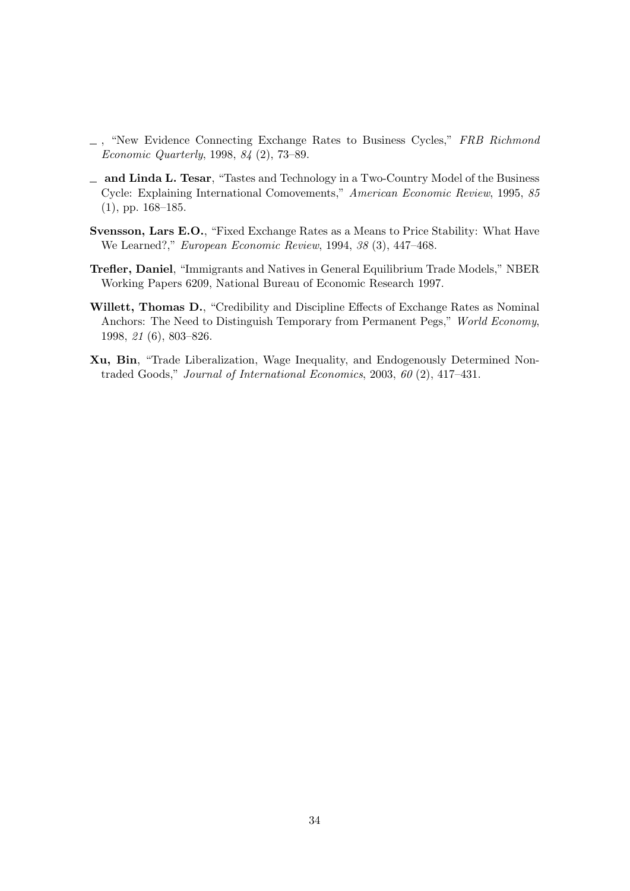_ , "New Evidence Connecting Exchange Rates to Business Cycles," *FRB Richmond Economic Quarterly*, 1998, *84* (2), 73–89.

_ **and Linda L. Tesar**, "Tastes and Technology in a Two-Country Model of the Business Cycle: Explaining International Comovements," *American Economic Review*, 1995, *85* (1), pp. 168–185.

**Svensson, Lars E.O.**, "Fixed Exchange Rates as a Means to Price Stability: What Have We Learned?," *European Economic Review*, 1994, *38* (3), 447–468.

**Trefler, Daniel**, "Immigrants and Natives in General Equilibrium Trade Models," NBER Working Papers 6209, National Bureau of Economic Research 1997.

**Willett, Thomas D.**, "Credibility and Discipline Effects of Exchange Rates as Nominal Anchors: The Need to Distinguish Temporary from Permanent Pegs," *World Economy*, 1998, *21* (6), 803–826.

**Xu, Bin**, "Trade Liberalization, Wage Inequality, and Endogenously Determined Nontraded Goods," *Journal of International Economics*, 2003, *60* (2), 417–431.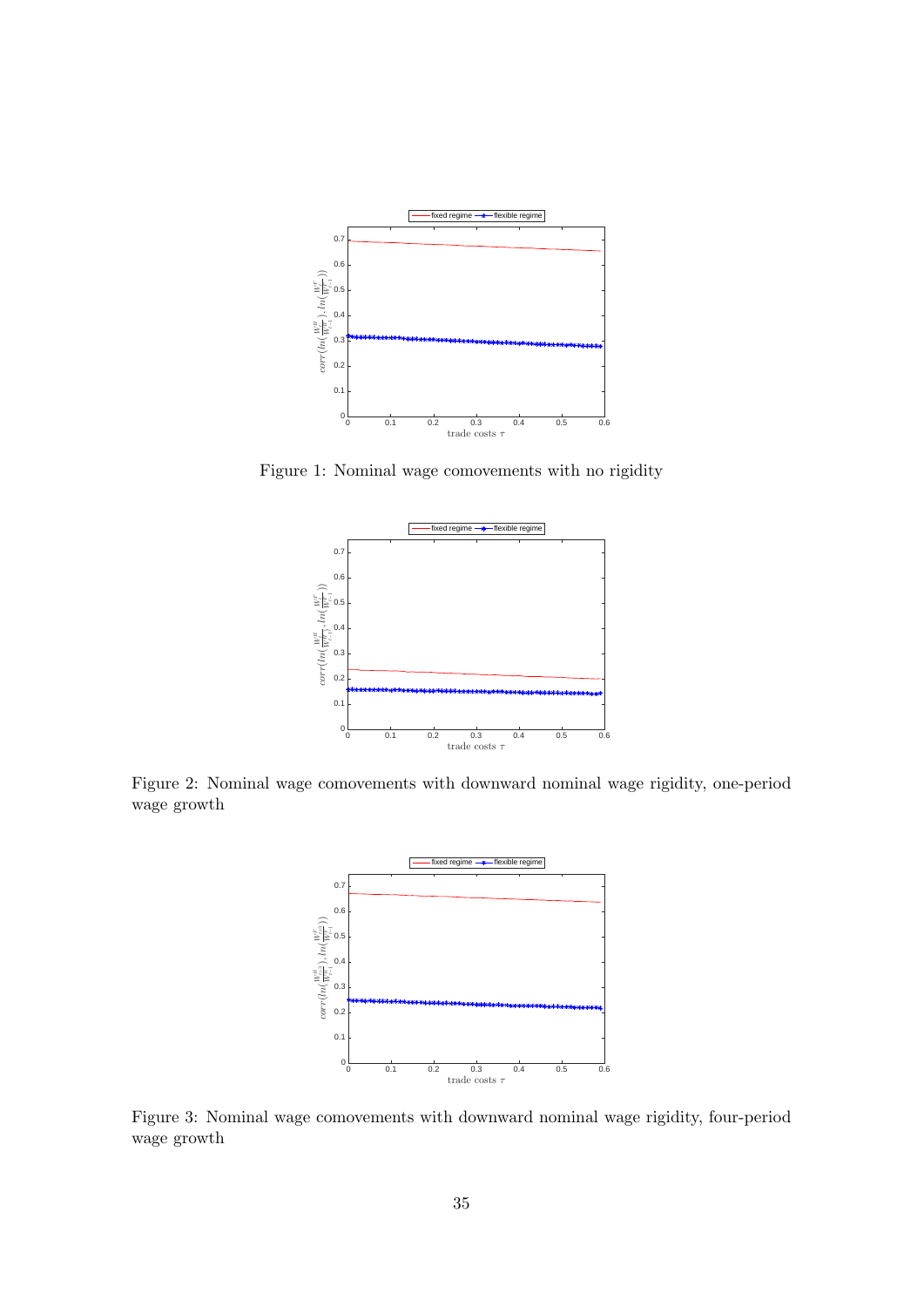Figure 1: Nominal wage comovements with no rigidity

Figure 2: Nominal wage comovements with downward nominal wage rigidity, one-period wage growth

Figure 3: Nominal wage comovements with downward nominal wage rigidity, four-period wage growth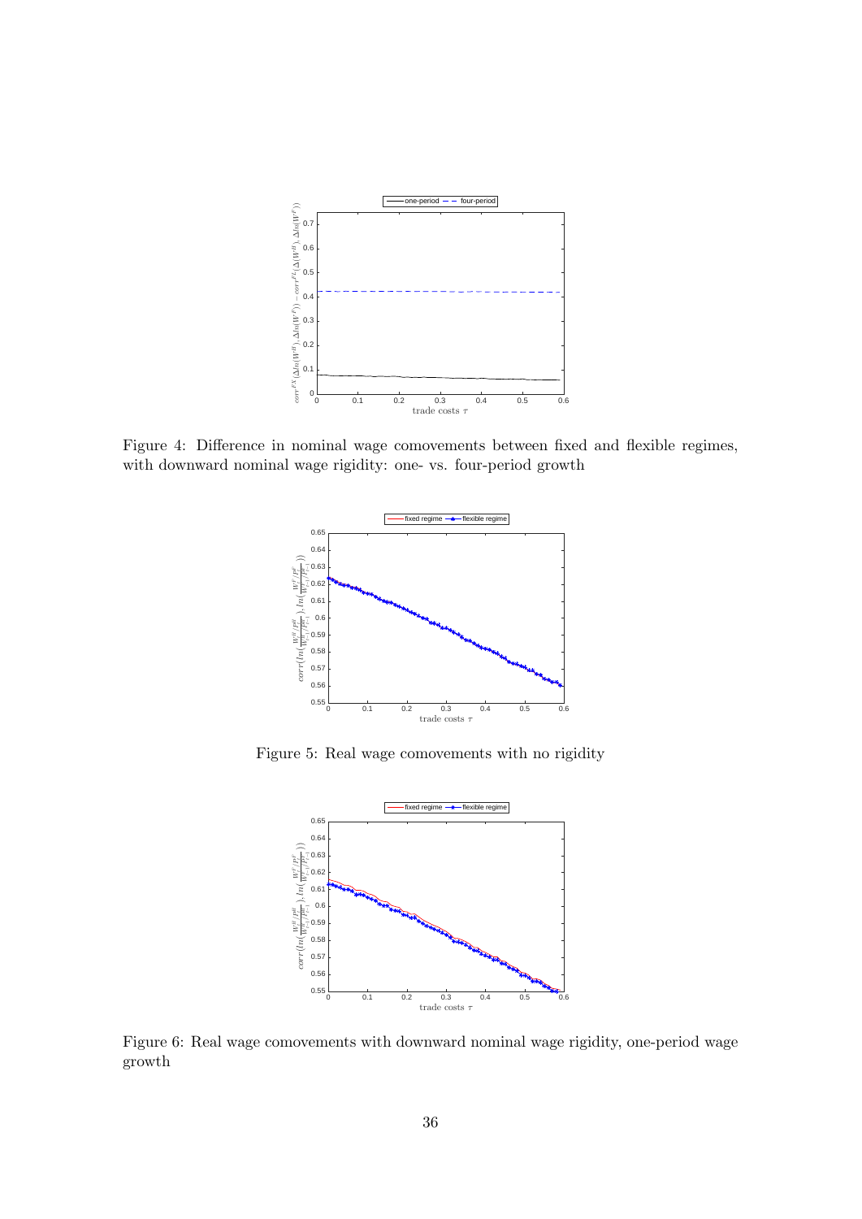Figure 4: Difference in nominal wage comovements between fixed and flexible regimes, with downward nominal wage rigidity: one- vs. four-period growth

Figure 5: Real wage comovements with no rigidity

Figure 6: Real wage comovements with downward nominal wage rigidity, one-period wage growth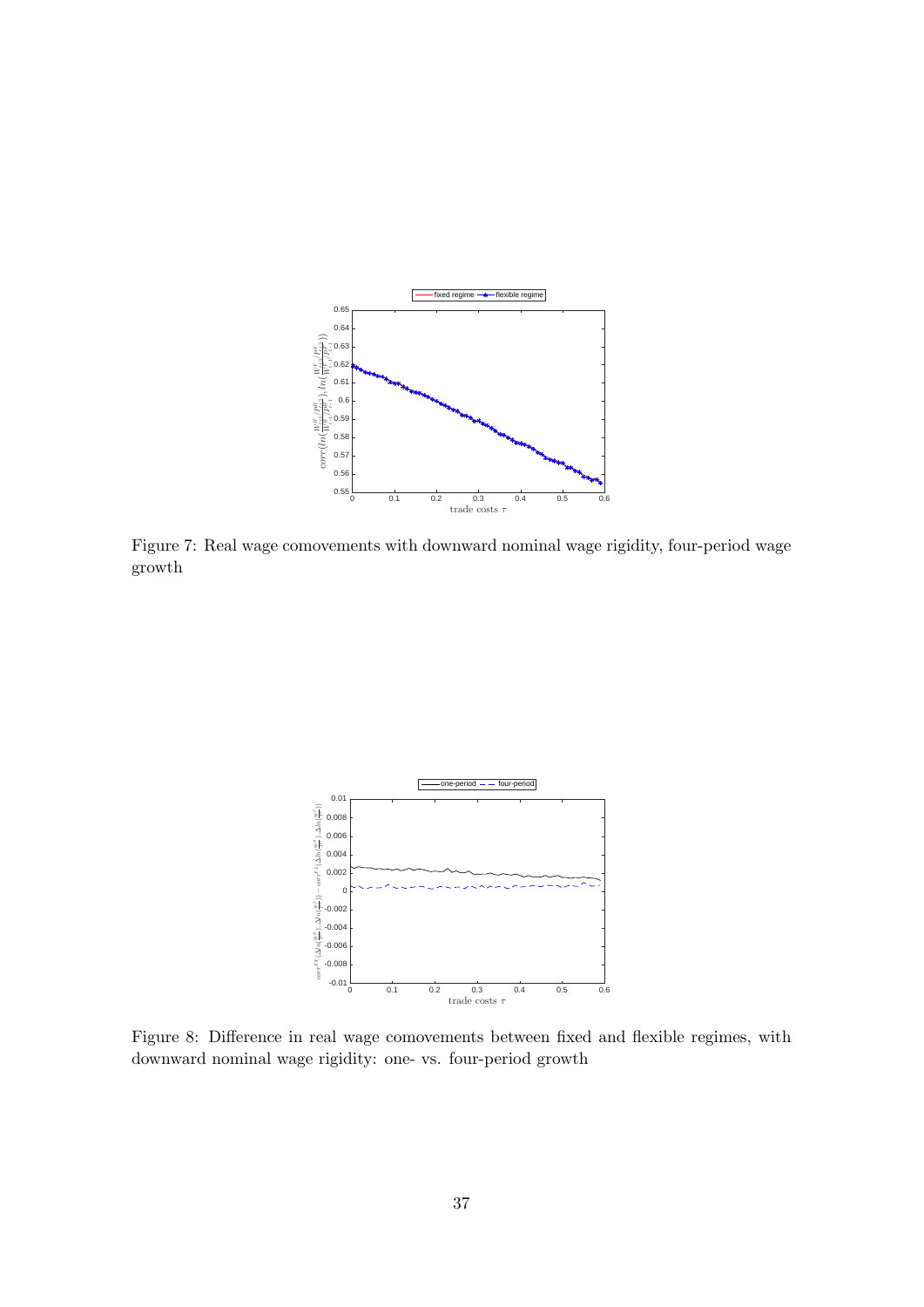Figure 7: Real wage comovements with downward nominal wage rigidity, four-period wage growth

Figure 8: Difference in real wage comovements between fixed and flexible regimes, with downward nominal wage rigidity: one- vs. four-period growth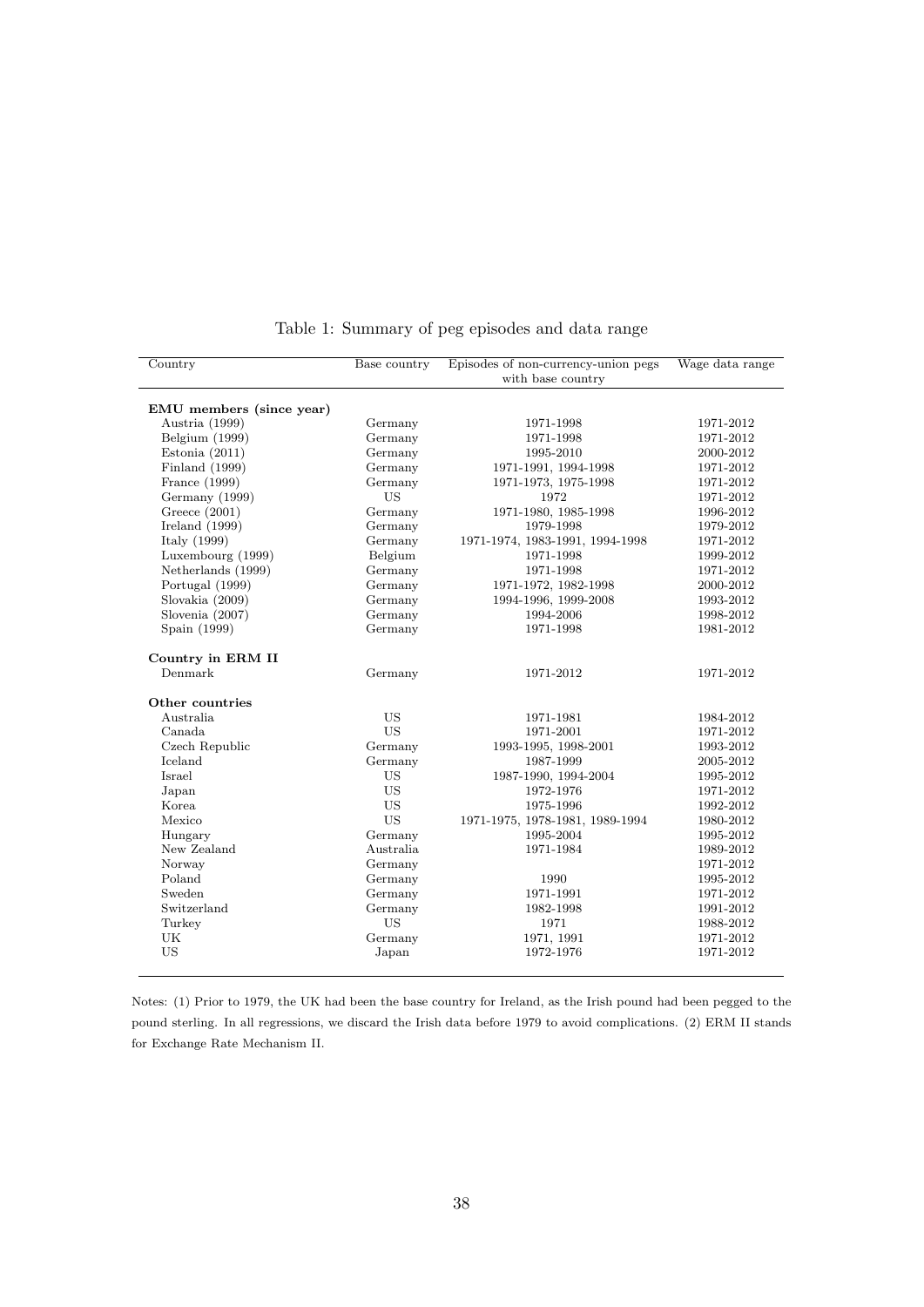Table 1: Summary of peg episodes and data range

| Country | Base country | Episodes of non-currency-union pegs with base country | Wage data range |
|---|---|---|---|
| **EMU members (since year)** | | | |
| Austria (1999) | Germany | 1971-1998 | 1971-2012 |
| Belgium (1999) | Germany | 1971-1998 | 1971-2012 |
| Estonia (2011) | Germany | 1995-2010 | 2000-2012 |
| Finland (1999) | Germany | 1971-1991, 1994-1998 | 1971-2012 |
| France (1999) | Germany | 1971-1973, 1975-1998 | 1971-2012 |
| Germany (1999) | US | 1972 | 1971-2012 |
| Greece (2001) | Germany | 1971-1980, 1985-1998 | 1996-2012 |
| Ireland (1999) | Germany | 1979-1998 | 1979-2012 |
| Italy (1999) | Germany | 1971-1974, 1983-1991, 1994-1998 | 1971-2012 |
| Luxembourg (1999) | Belgium | 1971-1998 | 1999-2012 |
| Netherlands (1999) | Germany | 1971-1998 | 1971-2012 |
| Portugal (1999) | Germany | 1971-1972, 1982-1998 | 2000-2012 |
| Slovakia (2009) | Germany | 1994-1996, 1999-2008 | 1993-2012 |
| Slovenia (2007) | Germany | 1994-2006 | 1998-2012 |
| Spain (1999) | Germany | 1971-1998 | 1981-2012 |
| **Country in ERM II** | | | |
| Denmark | Germany | 1971-2012 | 1971-2012 |
| **Other countries** | | | |
| Australia | US | 1971-1981 | 1984-2012 |
| Canada | US | 1971-2001 | 1971-2012 |
| Czech Republic | Germany | 1993-1995, 1998-2001 | 1993-2012 |
| Iceland | Germany | 1987-1999 | 2005-2012 |
| Israel | US | 1987-1990, 1994-2004 | 1995-2012 |
| Japan | US | 1972-1976 | 1971-2012 |
| Korea | US | 1975-1996 | 1992-2012 |
| Mexico | US | 1971-1975, 1978-1981, 1989-1994 | 1980-2012 |
| Hungary | Germany | 1995-2004 | 1995-2012 |
| New Zealand | Australia | 1971-1984 | 1989-2012 |
| Norway | Germany | | 1971-2012 |
| Poland | Germany | 1990 | 1995-2012 |
| Sweden | Germany | 1971-1991 | 1971-2012 |
| Switzerland | Germany | 1982-1998 | 1991-2012 |
| Turkey | US | 1971 | 1988-2012 |
| UK | Germany | 1971, 1991 | 1971-2012 |
| US | Japan | 1972-1976 | 1971-2012 |

Notes: (1) Prior to 1979, the UK had been the base country for Ireland, as the Irish pound had been pegged to the pound sterling. In all regressions, we discard the Irish data before 1979 to avoid complications. (2) ERM II stands for Exchange Rate Mechanism II.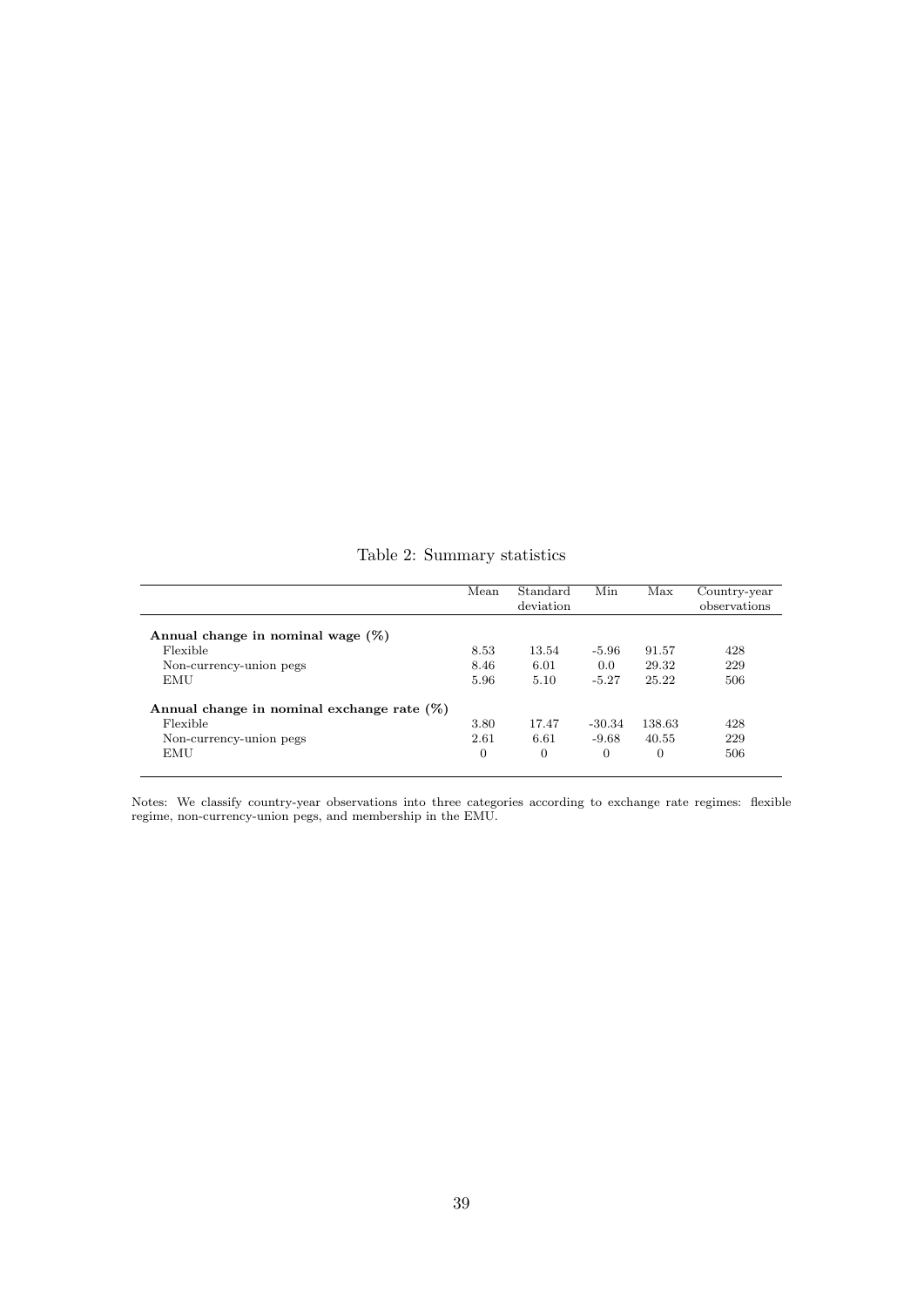Table 2: Summary statistics

| | Mean | Standard deviation | Min | Max | Country-year observations |
|---|---|---|---|---|---|
| **Annual change in nominal wage (%)** | | | | | |
| Flexible | 8.53 | 13.54 | -5.96 | 91.57 | 428 |
| Non-currency-union pegs | 8.46 | 6.01 | 0.0 | 29.32 | 229 |
| EMU | 5.96 | 5.10 | -5.27 | 25.22 | 506 |
| **Annual change in nominal exchange rate (%)** | | | | | |
| Flexible | 3.80 | 17.47 | -30.34 | 138.63 | 428 |
| Non-currency-union pegs | 2.61 | 6.61 | -9.68 | 40.55 | 229 |
| EMU | 0 | 0 | 0 | 0 | 506 |

Notes: We classify country-year observations into three categories according to exchange rate regimes: flexible regime, non-currency-union pegs, and membership in the EMU.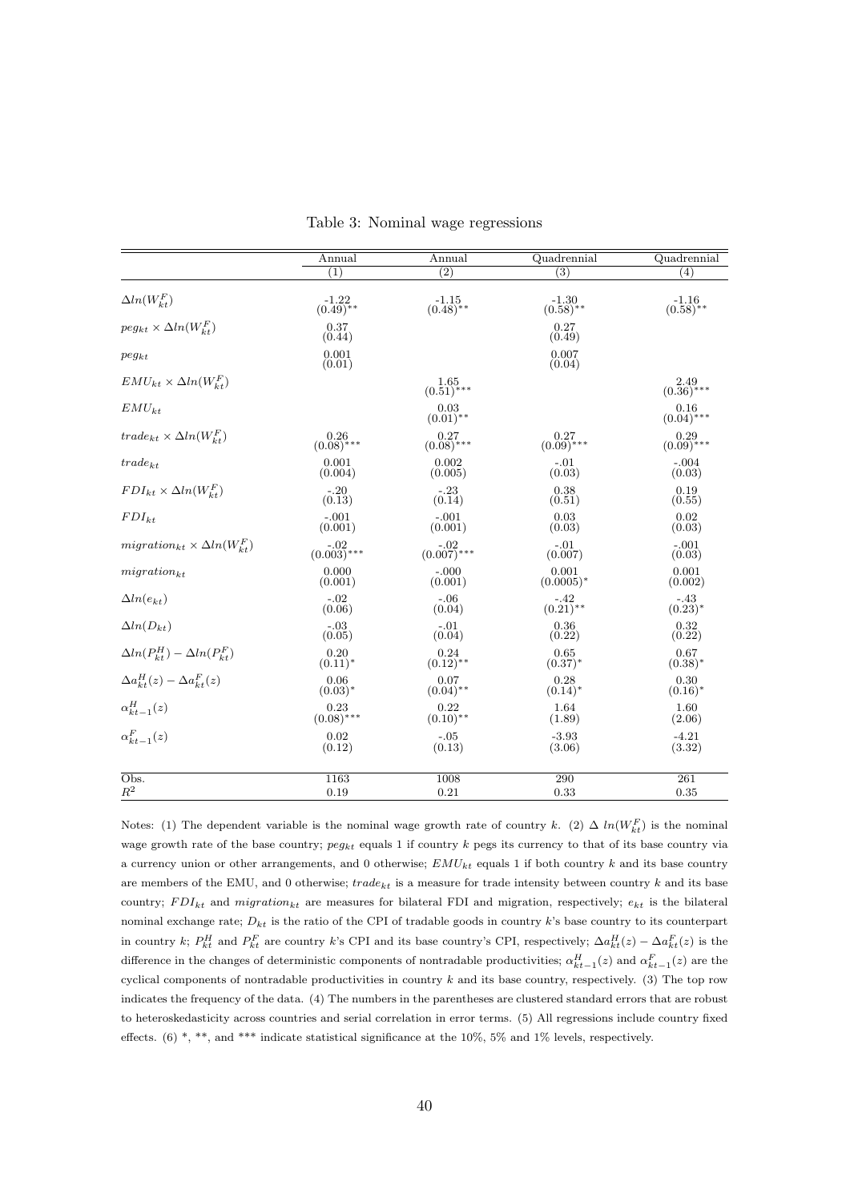Table 3: Nominal wage regressions

| | Annual | Annual | Quadrennial | Quadrennial |
|---|---|---|---|---|
| | (1) | (2) | (3) | (4) |
| $\Delta ln(W^F_{kt})$ | -1.22<br>$(0.49)^{**}$ | -1.15<br>$(0.48)^{**}$ | -1.30<br>$(0.58)^{**}$ | -1.16<br>$(0.58)^{**}$ |
| $peg_{kt} \times \Delta ln(W^F_{kt})$ | 0.37<br>(0.44) | | 0.27<br>(0.49) | |
| $peg_{kt}$ | 0.001<br>(0.01) | | 0.007<br>(0.04) | |
| $EMU_{kt} \times \Delta ln(W^F_{kt})$ | | 1.65<br>$(0.51)^{***}$ | | 2.49<br>$(0.36)^{***}$ |
| $EMU_{kt}$ | | 0.03<br>$(0.01)^{**}$ | | 0.16<br>$(0.04)^{***}$ |
| $trade_{kt} \times \Delta ln(W^F_{kt})$ | 0.26<br>$(0.08)^{***}$ | 0.27<br>$(0.08)^{***}$ | 0.27<br>$(0.09)^{***}$ | 0.29<br>$(0.09)^{***}$ |
| $trade_{kt}$ | 0.001<br>(0.004) | 0.002<br>(0.005) | -.01<br>(0.03) | -.004<br>(0.03) |
| $FDI_{kt} \times \Delta ln(W^F_{kt})$ | -.20<br>(0.13) | -.23<br>(0.14) | 0.38<br>(0.51) | 0.19<br>(0.55) |
| $FDI_{kt}$ | -.001<br>(0.001) | -.001<br>(0.001) | 0.03<br>(0.03) | 0.02<br>(0.03) |
| $migration_{kt} \times \Delta ln(W^F_{kt})$ | -.02<br>$(0.003)^{***}$ | -.02<br>$(0.007)^{***}$ | -.01<br>(0.007) | -.001<br>(0.03) |
| $migration_{kt}$ | 0.000<br>(0.001) | -.000<br>(0.001) | 0.001<br>$(0.0005)^{*}$ | 0.001<br>(0.002) |
| $\Delta ln(e_{kt})$ | -.02<br>(0.06) | -.06<br>(0.04) | -.42<br>$(0.21)^{**}$ | -.43<br>$(0.23)^{*}$ |
| $\Delta ln(D_{kt})$ | -.03<br>(0.05) | -.01<br>(0.04) | 0.36<br>(0.22) | 0.32<br>(0.22) |
| $\Delta ln(P^H_{kt}) - \Delta ln(P^F_{kt})$ | 0.20<br>$(0.11)^{*}$ | 0.24<br>$(0.12)^{**}$ | 0.65<br>$(0.37)^{*}$ | 0.67<br>$(0.38)^{*}$ |
| $\Delta a^H_{kt}(z) - \Delta a^F_{kt}(z)$ | 0.06<br>$(0.03)^{*}$ | 0.07<br>$(0.04)^{**}$ | 0.28<br>$(0.14)^{*}$ | 0.30<br>$(0.16)^{*}$ |
| $\alpha^H_{kt-1}(z)$ | 0.23<br>$(0.08)^{***}$ | 0.22<br>$(0.10)^{**}$ | 1.64<br>(1.89) | 1.60<br>(2.06) |
| $\alpha^F_{kt-1}(z)$ | 0.02<br>(0.12) | -.05<br>(0.13) | -3.93<br>(3.06) | -4.21<br>(3.32) |
| Obs. | 1163 | 1008 | 290 | 261 |
| $R^2$ | 0.19 | 0.21 | 0.33 | 0.35 |

Notes: (1) The dependent variable is the nominal wage growth rate of country $k$. (2) $\Delta\ ln(W^F_{kt})$ is the nominal wage growth rate of the base country; $peg_{kt}$ equals 1 if country $k$ pegs its currency to that of its base country via a currency union or other arrangements, and 0 otherwise; $EMU_{kt}$ equals 1 if both country $k$ and its base country are members of the EMU, and 0 otherwise; $trade_{kt}$ is a measure for trade intensity between country $k$ and its base country; $FDI_{kt}$ and $migration_{kt}$ are measures for bilateral FDI and migration, respectively; $e_{kt}$ is the bilateral nominal exchange rate; $D_{kt}$ is the ratio of the CPI of tradable goods in country $k$'s base country to its counterpart in country $k$; $P^H_{kt}$ and $P^F_{kt}$ are country $k$'s CPI and its base country's CPI, respectively; $\Delta a^H_{kt}(z) - \Delta a^F_{kt}(z)$ is the difference in the changes of deterministic components of nontradable productivities; $\alpha^H_{kt-1}(z)$ and $\alpha^F_{kt-1}(z)$ are the cyclical components of nontradable productivities in country $k$ and its base country, respectively. (3) The top row indicates the frequency of the data. (4) The numbers in the parentheses are clustered standard errors that are robust to heteroskedasticity across countries and serial correlation in error terms. (5) All regressions include country fixed effects. (6) *, **, and *** indicate statistical significance at the 10%, 5% and 1% levels, respectively.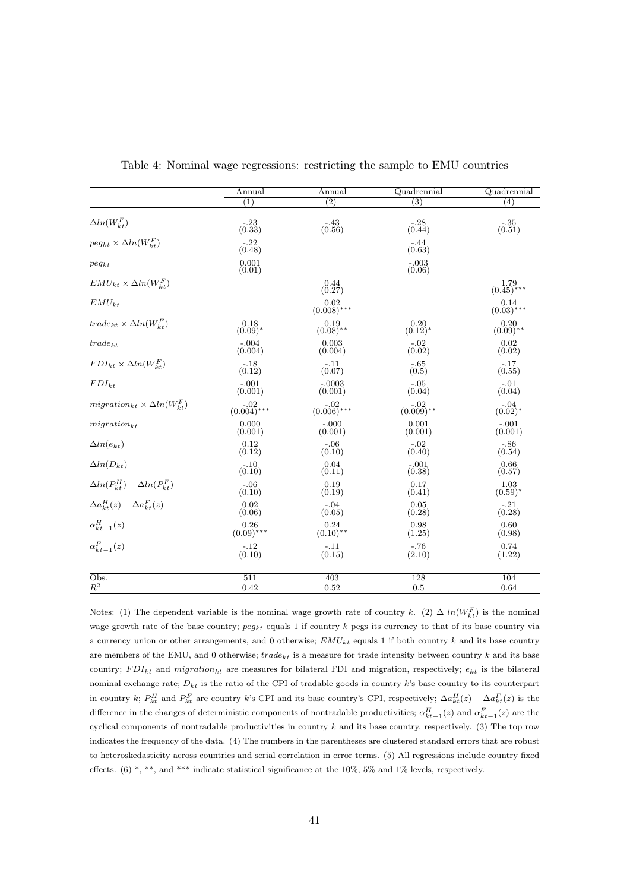Table 4: Nominal wage regressions: restricting the sample to EMU countries

| | Annual | Annual | Quadrennial | Quadrennial |
|---|---|---|---|---|
| | (1) | (2) | (3) | (4) |
| $\Delta ln(W^F_{kt})$ | -.23 (0.33) | -.43 (0.56) | -.28 (0.44) | -.35 (0.51) |
| $peg_{kt} \times \Delta ln(W^F_{kt})$ | -.22 (0.48) | | -.44 (0.63) | |
| $peg_{kt}$ | 0.001 (0.01) | | -.003 (0.06) | |
| $EMU_{kt} \times \Delta ln(W^F_{kt})$ | | 0.44 (0.27) | | 1.79 (0.45)*** |
| $EMU_{kt}$ | | 0.02 (0.008)*** | | 0.14 (0.03)*** |
| $trade_{kt} \times \Delta ln(W^F_{kt})$ | 0.18 (0.09)* | 0.19 (0.08)** | 0.20 (0.12)* | 0.20 (0.09)** |
| $trade_{kt}$ | -.004 (0.004) | 0.003 (0.004) | -.02 (0.02) | 0.02 (0.02) |
| $FDI_{kt} \times \Delta ln(W^F_{kt})$ | -.18 (0.12) | -.11 (0.07) | -.65 (0.5) | -.17 (0.55) |
| $FDI_{kt}$ | -.001 (0.001) | -.0003 (0.001) | -.05 (0.04) | -.01 (0.04) |
| $migration_{kt} \times \Delta ln(W^F_{kt})$ | -.02 (0.004)*** | -.02 (0.006)*** | -.02 (0.009)** | -.04 (0.02)* |
| $migration_{kt}$ | 0.000 (0.001) | -.000 (0.001) | 0.001 (0.001) | -.001 (0.001) |
| $\Delta ln(e_{kt})$ | 0.12 (0.12) | -.06 (0.10) | -.02 (0.40) | -.86 (0.54) |
| $\Delta ln(D_{kt})$ | -.10 (0.10) | 0.04 (0.11) | -.001 (0.38) | 0.66 (0.57) |
| $\Delta ln(P^H_{kt}) - \Delta ln(P^F_{kt})$ | -.06 (0.10) | 0.19 (0.19) | 0.17 (0.41) | 1.03 (0.59)* |
| $\Delta a^H_{kt}(z) - \Delta a^F_{kt}(z)$ | 0.02 (0.06) | -.04 (0.05) | 0.05 (0.28) | -.21 (0.28) |
| $\alpha^H_{kt-1}(z)$ | 0.26 (0.09)*** | 0.24 (0.10)** | 0.98 (1.25) | 0.60 (0.98) |
| $\alpha^F_{kt-1}(z)$ | -.12 (0.10) | -.11 (0.15) | -.76 (2.10) | 0.74 (1.22) |
| Obs. | 511 | 403 | 128 | 104 |
| $R^2$ | 0.42 | 0.52 | 0.5 | 0.64 |

Notes: (1) The dependent variable is the nominal wage growth rate of country $k$. (2) $\Delta\ ln(W^F_{kt})$ is the nominal wage growth rate of the base country; $peg_{kt}$ equals 1 if country $k$ pegs its currency to that of its base country via a currency union or other arrangements, and 0 otherwise; $EMU_{kt}$ equals 1 if both country $k$ and its base country are members of the EMU, and 0 otherwise; $trade_{kt}$ is a measure for trade intensity between country $k$ and its base country; $FDI_{kt}$ and $migration_{kt}$ are measures for bilateral FDI and migration, respectively; $e_{kt}$ is the bilateral nominal exchange rate; $D_{kt}$ is the ratio of the CPI of tradable goods in country $k$'s base country to its counterpart in country $k$; $P^H_{kt}$ and $P^F_{kt}$ are country $k$'s CPI and its base country's CPI, respectively; $\Delta a^H_{kt}(z) - \Delta a^F_{kt}(z)$ is the difference in the changes of deterministic components of nontradable productivities; $\alpha^H_{kt-1}(z)$ and $\alpha^F_{kt-1}(z)$ are the cyclical components of nontradable productivities in country $k$ and its base country, respectively. (3) The top row indicates the frequency of the data. (4) The numbers in the parentheses are clustered standard errors that are robust to heteroskedasticity across countries and serial correlation in error terms. (5) All regressions include country fixed effects. (6) *, **, and *** indicate statistical significance at the 10%, 5% and 1% levels, respectively.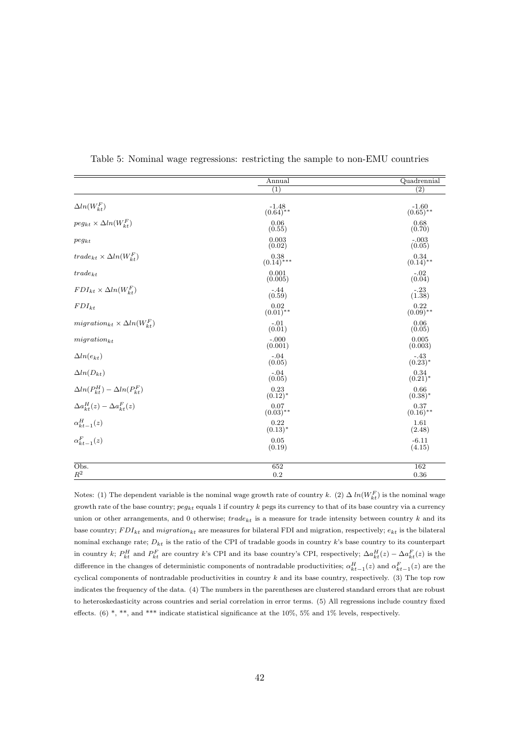Table 5: Nominal wage regressions: restricting the sample to non-EMU countries

| | Annual | Quadrennial |
|---|---|---|
| | (1) | (2) |
| $\Delta ln(W_{kt}^F)$ | -1.48 (0.64)** | -1.60 (0.65)** |
| $peg_{kt} \times \Delta ln(W_{kt}^F)$ | 0.06 (0.55) | 0.68 (0.70) |
| $peg_{kt}$ | 0.003 (0.02) | -.003 (0.05) |
| $trade_{kt} \times \Delta ln(W_{kt}^F)$ | 0.38 (0.14)*** | 0.34 (0.14)** |
| $trade_{kt}$ | 0.001 (0.005) | -.02 (0.04) |
| $FDI_{kt} \times \Delta ln(W_{kt}^F)$ | -.44 (0.59) | -.23 (1.38) |
| $FDI_{kt}$ | 0.02 (0.01)** | 0.22 (0.09)** |
| $migration_{kt} \times \Delta ln(W_{kt}^F)$ | -.01 (0.01) | 0.06 (0.05) |
| $migration_{kt}$ | -.000 (0.001) | 0.005 (0.003) |
| $\Delta ln(e_{kt})$ | -.04 (0.05) | -.43 (0.23)* |
| $\Delta ln(D_{kt})$ | -.04 (0.05) | 0.34 (0.21)* |
| $\Delta ln(P_{kt}^H) - \Delta ln(P_{kt}^F)$ | 0.23 (0.12)* | 0.66 (0.38)* |
| $\Delta a_{kt}^H(z) - \Delta a_{kt}^F(z)$ | 0.07 (0.03)** | 0.37 (0.16)** |
| $\alpha_{kt-1}^H(z)$ | 0.22 (0.13)* | 1.61 (2.48) |
| $\alpha_{kt-1}^F(z)$ | 0.05 (0.19) | -6.11 (4.15) |
| Obs. | 652 | 162 |
| $R^2$ | 0.2 | 0.36 |

Notes: (1) The dependent variable is the nominal wage growth rate of country $k$. (2) $\Delta\, ln(W_{kt}^F)$ is the nominal wage growth rate of the base country; $peg_{kt}$ equals 1 if country $k$ pegs its currency to that of its base country via a currency union or other arrangements, and 0 otherwise; $trade_{kt}$ is a measure for trade intensity between country $k$ and its base country; $FDI_{kt}$ and $migration_{kt}$ are measures for bilateral FDI and migration, respectively; $e_{kt}$ is the bilateral nominal exchange rate; $D_{kt}$ is the ratio of the CPI of tradable goods in country $k$'s base country to its counterpart in country $k$; $P_{kt}^H$ and $P_{kt}^F$ are country $k$'s CPI and its base country's CPI, respectively; $\Delta a_{kt}^H(z) - \Delta a_{kt}^F(z)$ is the difference in the changes of deterministic components of nontradable productivities; $\alpha_{kt-1}^H(z)$ and $\alpha_{kt-1}^F(z)$ are the cyclical components of nontradable productivities in country $k$ and its base country, respectively. (3) The top row indicates the frequency of the data. (4) The numbers in the parentheses are clustered standard errors that are robust to heteroskedasticity across countries and serial correlation in error terms. (5) All regressions include country fixed effects. (6) *, **, and *** indicate statistical significance at the 10%, 5% and 1% levels, respectively.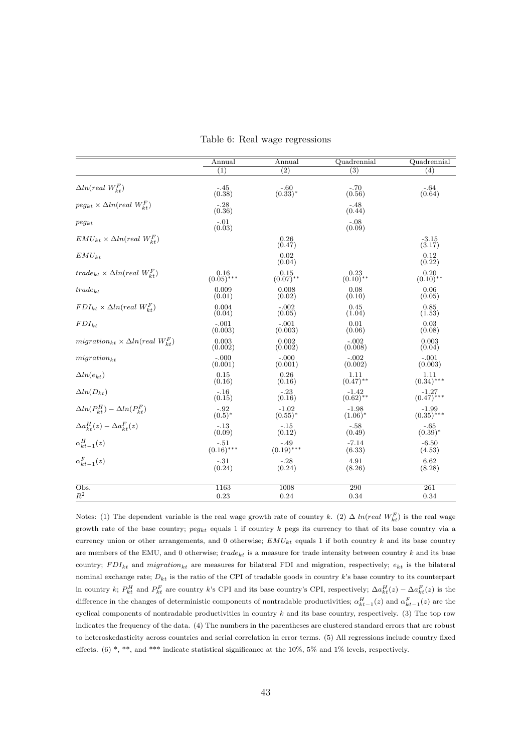Table 6: Real wage regressions

| | Annual | Annual | Quadrennial | Quadrennial |
|---|---|---|---|---|
| | (1) | (2) | (3) | (4) |
| $\Delta ln(real\ W_{kt}^F)$ | -.45 (0.38) | -.60 (0.33)* | -.70 (0.56) | -.64 (0.64) |
| $peg_{kt} \times \Delta ln(real\ W_{kt}^F)$ | -.28 (0.36) | | -.48 (0.44) | |
| $peg_{kt}$ | -.01 (0.03) | | -.08 (0.09) | |
| $EMU_{kt} \times \Delta ln(real\ W_{kt}^F)$ | | 0.26 (0.47) | | -3.15 (3.17) |
| $EMU_{kt}$ | | 0.02 (0.04) | | 0.12 (0.22) |
| $trade_{kt} \times \Delta ln(real\ W_{kt}^F)$ | 0.16 (0.05)*** | 0.15 (0.07)** | 0.23 (0.10)** | 0.20 (0.10)** |
| $trade_{kt}$ | 0.009 (0.01) | 0.008 (0.02) | 0.08 (0.10) | 0.06 (0.05) |
| $FDI_{kt} \times \Delta ln(real\ W_{kt}^F)$ | 0.004 (0.04) | -.002 (0.05) | 0.45 (1.04) | 0.85 (1.53) |
| $FDI_{kt}$ | -.001 (0.003) | -.001 (0.003) | 0.01 (0.06) | 0.03 (0.08) |
| $migration_{kt} \times \Delta ln(real\ W_{kt}^F)$ | 0.003 (0.002) | 0.002 (0.002) | -.002 (0.008) | 0.003 (0.04) |
| $migration_{kt}$ | -.000 (0.001) | -.000 (0.001) | -.002 (0.002) | -.001 (0.003) |
| $\Delta ln(e_{kt})$ | 0.15 (0.16) | 0.26 (0.16) | 1.11 (0.47)** | 1.11 (0.34)*** |
| $\Delta ln(D_{kt})$ | -.16 (0.15) | -.23 (0.16) | -1.42 (0.62)** | -1.27 (0.47)*** |
| $\Delta ln(P_{kt}^H) - \Delta ln(P_{kt}^F)$ | -.92 (0.5)* | -1.02 (0.55)* | -1.98 (1.06)* | -1.99 (0.35)*** |
| $\Delta a_{kt}^H(z) - \Delta a_{kt}^F(z)$ | -.13 (0.09) | -.15 (0.12) | -.58 (0.49) | -.65 (0.39)* |
| $\alpha_{kt-1}^H(z)$ | -.51 (0.16)*** | -.49 (0.19)*** | -7.14 (6.33) | -6.50 (4.53) |
| $\alpha_{kt-1}^F(z)$ | -.31 (0.24) | -.28 (0.24) | 4.91 (8.26) | 6.62 (8.28) |
| Obs. | 1163 | 1008 | 290 | 261 |
| $R^2$ | 0.23 | 0.24 | 0.34 | 0.34 |

Notes: (1) The dependent variable is the real wage growth rate of country $k$. (2) $\Delta\ ln(real\ W_{kt}^F)$ is the real wage growth rate of the base country; $peg_{kt}$ equals 1 if country $k$ pegs its currency to that of its base country via a currency union or other arrangements, and 0 otherwise; $EMU_{kt}$ equals 1 if both country $k$ and its base country are members of the EMU, and 0 otherwise; $trade_{kt}$ is a measure for trade intensity between country $k$ and its base country; $FDI_{kt}$ and $migration_{kt}$ are measures for bilateral FDI and migration, respectively; $e_{kt}$ is the bilateral nominal exchange rate; $D_{kt}$ is the ratio of the CPI of tradable goods in country $k$'s base country to its counterpart in country $k$; $P_{kt}^H$ and $P_{kt}^F$ are country $k$'s CPI and its base country's CPI, respectively; $\Delta a_{kt}^H(z) - \Delta a_{kt}^F(z)$ is the difference in the changes of deterministic components of nontradable productivities; $\alpha_{kt-1}^H(z)$ and $\alpha_{kt-1}^F(z)$ are the cyclical components of nontradable productivities in country $k$ and its base country, respectively. (3) The top row indicates the frequency of the data. (4) The numbers in the parentheses are clustered standard errors that are robust to heteroskedasticity across countries and serial correlation in error terms. (5) All regressions include country fixed effects. (6) *, **, and *** indicate statistical significance at the 10%, 5% and 1% levels, respectively.